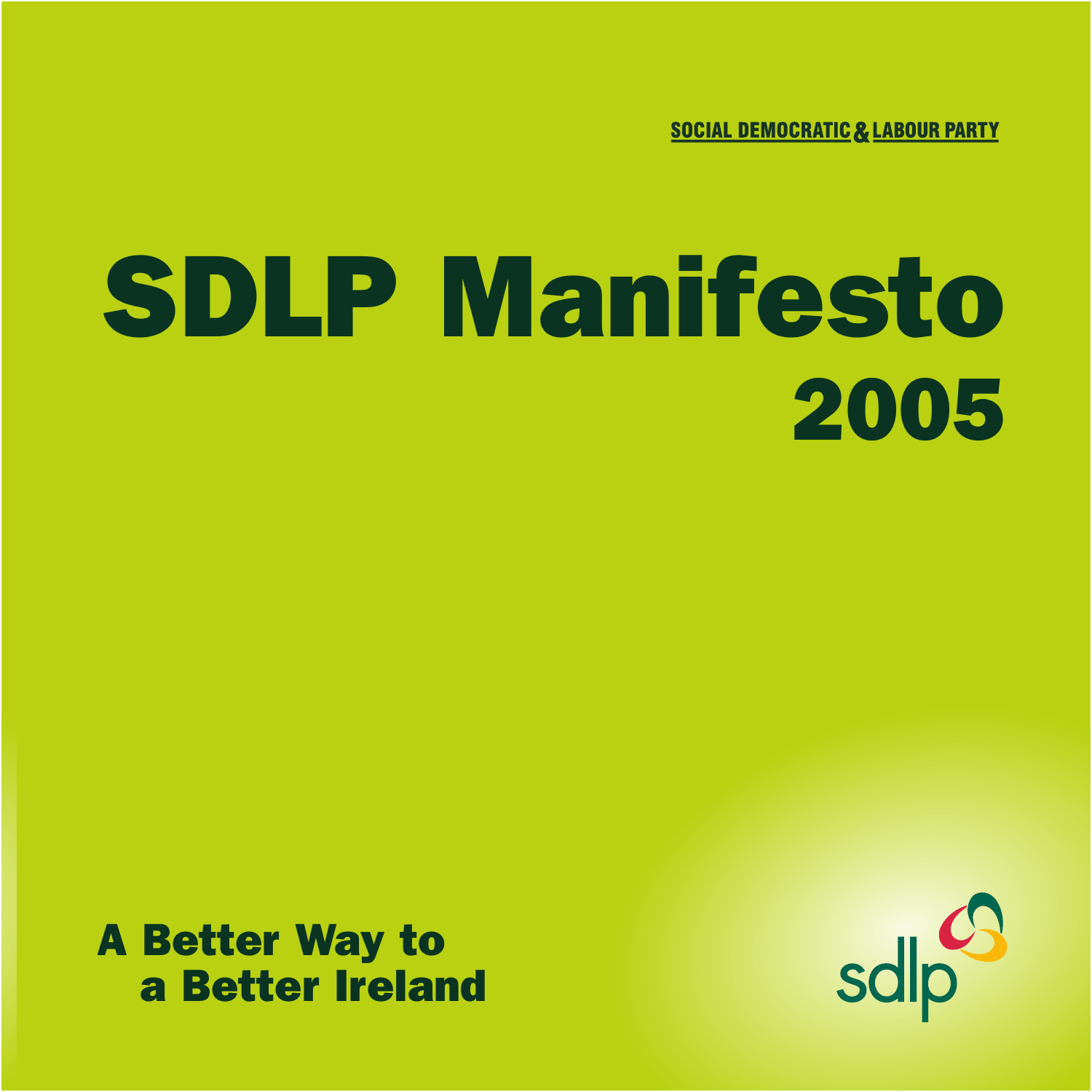SOCIAL DEMOCRATIC & LABOUR PARTY

# SDLP Manifesto 2005

**A Better Way to a Better Ireland**

sdlp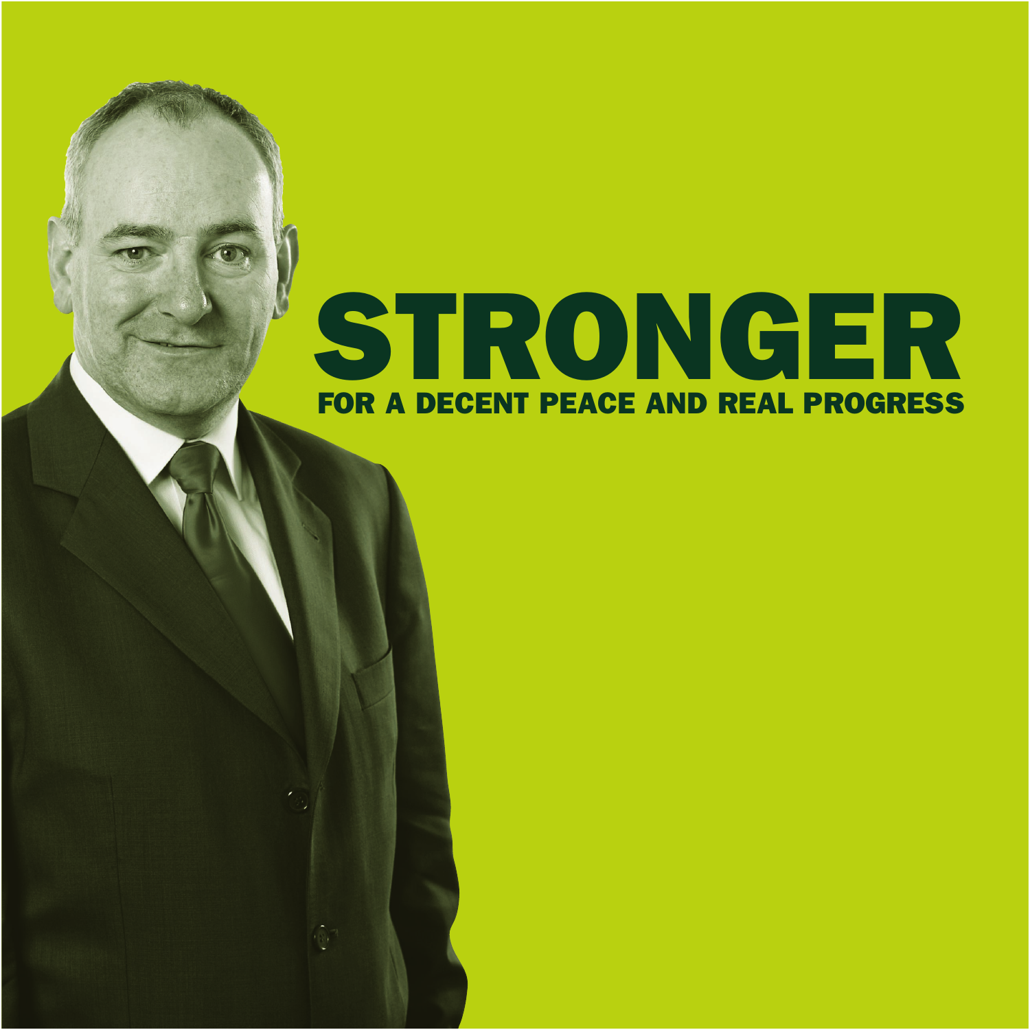# STRONGER

## FOR A DECENT PEACE AND REAL PROGRESS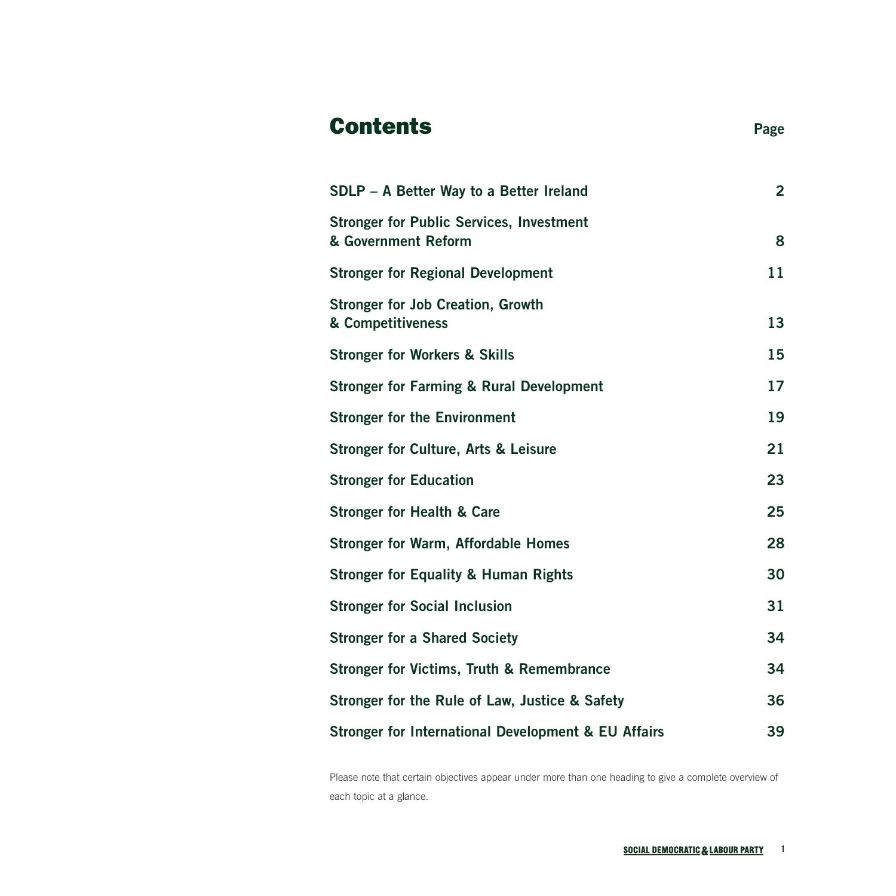# Contents

| | Page |
|---|---|
| SDLP – A Better Way to a Better Ireland | 2 |
| Stronger for Public Services, Investment & Government Reform | 8 |
| Stronger for Regional Development | 11 |
| Stronger for Job Creation, Growth & Competitiveness | 13 |
| Stronger for Workers & Skills | 15 |
| Stronger for Farming & Rural Development | 17 |
| Stronger for the Environment | 19 |
| Stronger for Culture, Arts & Leisure | 21 |
| Stronger for Education | 23 |
| Stronger for Health & Care | 25 |
| Stronger for Warm, Affordable Homes | 28 |
| Stronger for Equality & Human Rights | 30 |
| Stronger for Social Inclusion | 31 |
| Stronger for a Shared Society | 34 |
| Stronger for Victims, Truth & Remembrance | 34 |
| Stronger for the Rule of Law, Justice & Safety | 36 |
| Stronger for International Development & EU Affairs | 39 |

Please note that certain objectives appear under more than one heading to give a complete overview of each topic at a glance.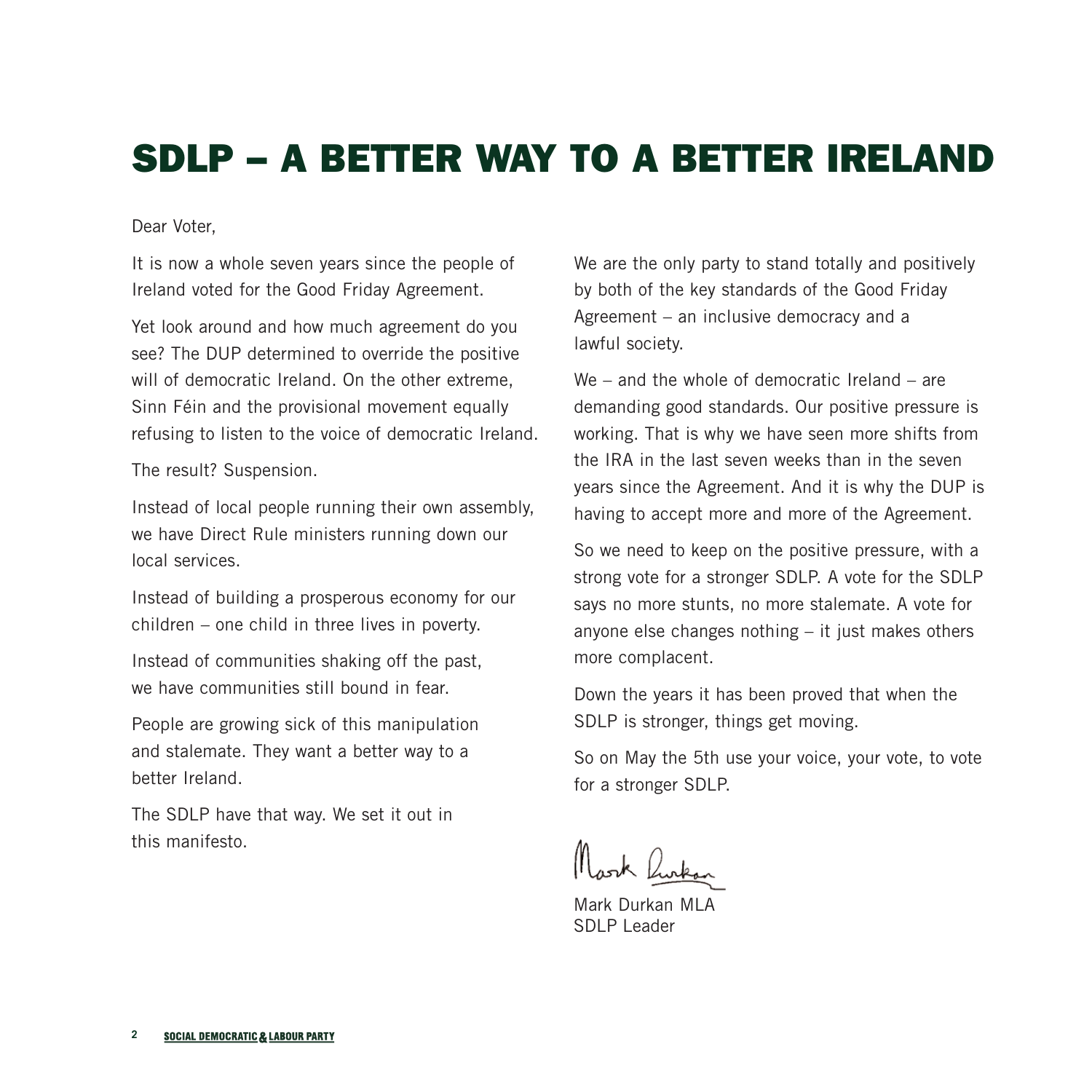# SDLP – A BETTER WAY TO A BETTER IRELAND

Dear Voter,

It is now a whole seven years since the people of Ireland voted for the Good Friday Agreement.

Yet look around and how much agreement do you see? The DUP determined to override the positive will of democratic Ireland. On the other extreme, Sinn Féin and the provisional movement equally refusing to listen to the voice of democratic Ireland.

The result? Suspension.

Instead of local people running their own assembly, we have Direct Rule ministers running down our local services.

Instead of building a prosperous economy for our children – one child in three lives in poverty.

Instead of communities shaking off the past, we have communities still bound in fear.

People are growing sick of this manipulation and stalemate. They want a better way to a better Ireland.

The SDLP have that way. We set it out in this manifesto.

We are the only party to stand totally and positively by both of the key standards of the Good Friday Agreement – an inclusive democracy and a lawful society.

We – and the whole of democratic Ireland – are demanding good standards. Our positive pressure is working. That is why we have seen more shifts from the IRA in the last seven weeks than in the seven years since the Agreement. And it is why the DUP is having to accept more and more of the Agreement.

So we need to keep on the positive pressure, with a strong vote for a stronger SDLP. A vote for the SDLP says no more stunts, no more stalemate. A vote for anyone else changes nothing – it just makes others more complacent.

Down the years it has been proved that when the SDLP is stronger, things get moving.

So on May the 5th use your voice, your vote, to vote for a stronger SDLP.

Mark Durkan MLA
SDLP Leader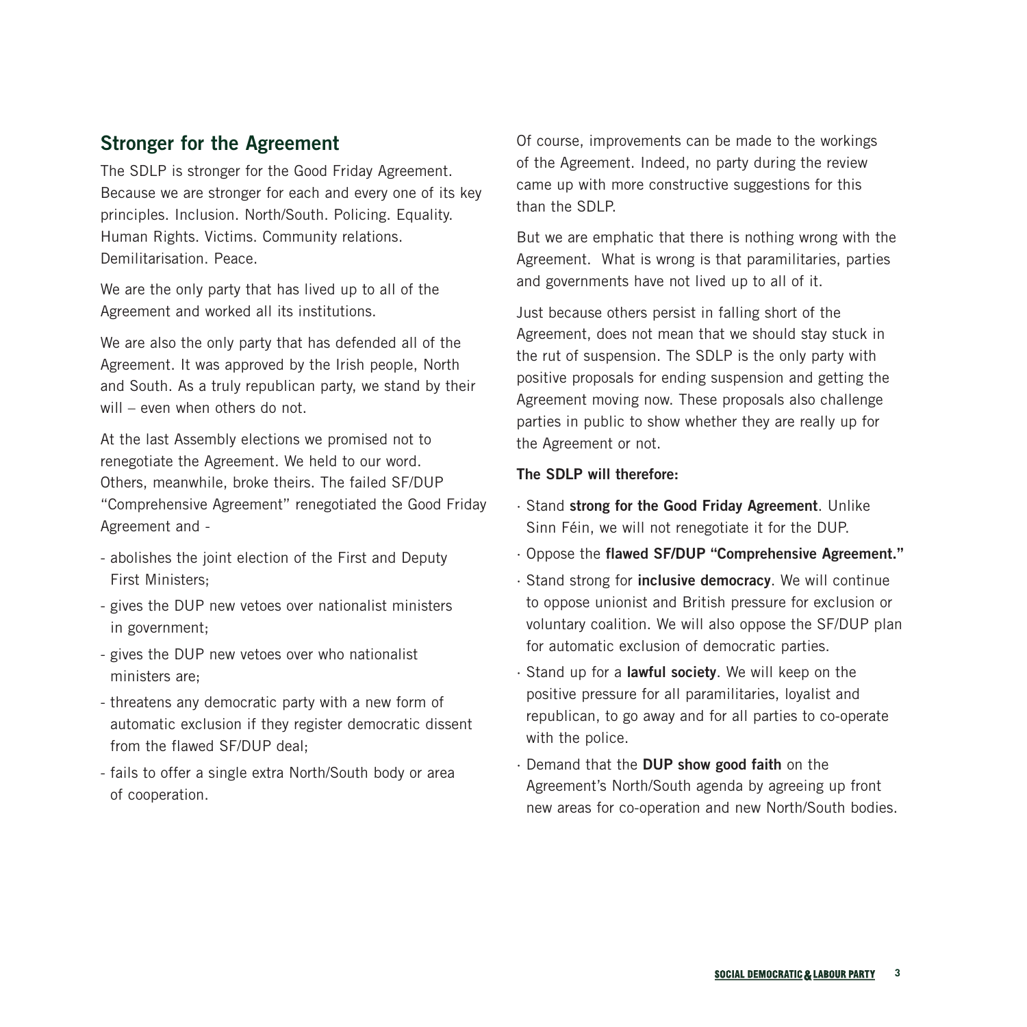## Stronger for the Agreement

The SDLP is stronger for the Good Friday Agreement. Because we are stronger for each and every one of its key principles. Inclusion. North/South. Policing. Equality. Human Rights. Victims. Community relations. Demilitarisation. Peace.

We are the only party that has lived up to all of the Agreement and worked all its institutions.

We are also the only party that has defended all of the Agreement. It was approved by the Irish people, North and South. As a truly republican party, we stand by their will – even when others do not.

At the last Assembly elections we promised not to renegotiate the Agreement. We held to our word. Others, meanwhile, broke theirs. The failed SF/DUP "Comprehensive Agreement" renegotiated the Good Friday Agreement and -

- abolishes the joint election of the First and Deputy First Ministers;
- gives the DUP new vetoes over nationalist ministers in government;
- gives the DUP new vetoes over who nationalist ministers are;
- threatens any democratic party with a new form of automatic exclusion if they register democratic dissent from the flawed SF/DUP deal;
- fails to offer a single extra North/South body or area of cooperation.

Of course, improvements can be made to the workings of the Agreement. Indeed, no party during the review came up with more constructive suggestions for this than the SDLP.

But we are emphatic that there is nothing wrong with the Agreement. What is wrong is that paramilitaries, parties and governments have not lived up to all of it.

Just because others persist in falling short of the Agreement, does not mean that we should stay stuck in the rut of suspension. The SDLP is the only party with positive proposals for ending suspension and getting the Agreement moving now. These proposals also challenge parties in public to show whether they are really up for the Agreement or not.

**The SDLP will therefore:**

- Stand **strong for the Good Friday Agreement**. Unlike Sinn Féin, we will not renegotiate it for the DUP.
- Oppose the **flawed SF/DUP "Comprehensive Agreement."**
- Stand strong for **inclusive democracy**. We will continue to oppose unionist and British pressure for exclusion or voluntary coalition. We will also oppose the SF/DUP plan for automatic exclusion of democratic parties.
- Stand up for a **lawful society**. We will keep on the positive pressure for all paramilitaries, loyalist and republican, to go away and for all parties to co-operate with the police.
- Demand that the **DUP show good faith** on the Agreement's North/South agenda by agreeing up front new areas for co-operation and new North/South bodies.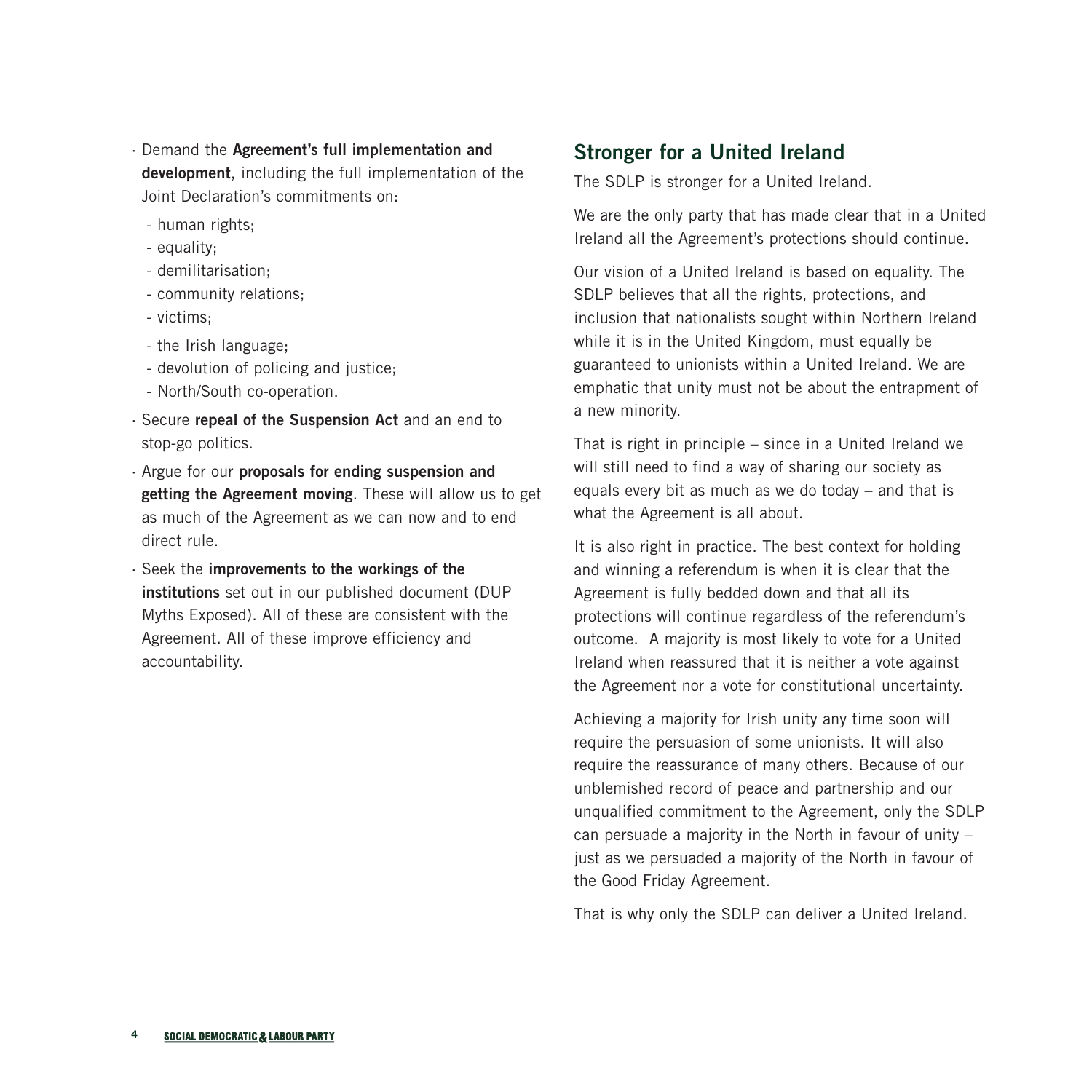- Demand the **Agreement's full implementation and development**, including the full implementation of the Joint Declaration's commitments on:
  - human rights;
  - equality;
  - demilitarisation;
  - community relations;
  - victims;
  - the Irish language;
  - devolution of policing and justice;
  - North/South co-operation.
- Secure **repeal of the Suspension Act** and an end to stop-go politics.
- Argue for our **proposals for ending suspension and getting the Agreement moving**. These will allow us to get as much of the Agreement as we can now and to end direct rule.
- Seek the **improvements to the workings of the institutions** set out in our published document (DUP Myths Exposed). All of these are consistent with the Agreement. All of these improve efficiency and accountability.

## Stronger for a United Ireland

The SDLP is stronger for a United Ireland.

We are the only party that has made clear that in a United Ireland all the Agreement's protections should continue.

Our vision of a United Ireland is based on equality. The SDLP believes that all the rights, protections, and inclusion that nationalists sought within Northern Ireland while it is in the United Kingdom, must equally be guaranteed to unionists within a United Ireland. We are emphatic that unity must not be about the entrapment of a new minority.

That is right in principle – since in a United Ireland we will still need to find a way of sharing our society as equals every bit as much as we do today – and that is what the Agreement is all about.

It is also right in practice. The best context for holding and winning a referendum is when it is clear that the Agreement is fully bedded down and that all its protections will continue regardless of the referendum's outcome. A majority is most likely to vote for a United Ireland when reassured that it is neither a vote against the Agreement nor a vote for constitutional uncertainty.

Achieving a majority for Irish unity any time soon will require the persuasion of some unionists. It will also require the reassurance of many others. Because of our unblemished record of peace and partnership and our unqualified commitment to the Agreement, only the SDLP can persuade a majority in the North in favour of unity – just as we persuaded a majority of the North in favour of the Good Friday Agreement.

That is why only the SDLP can deliver a United Ireland.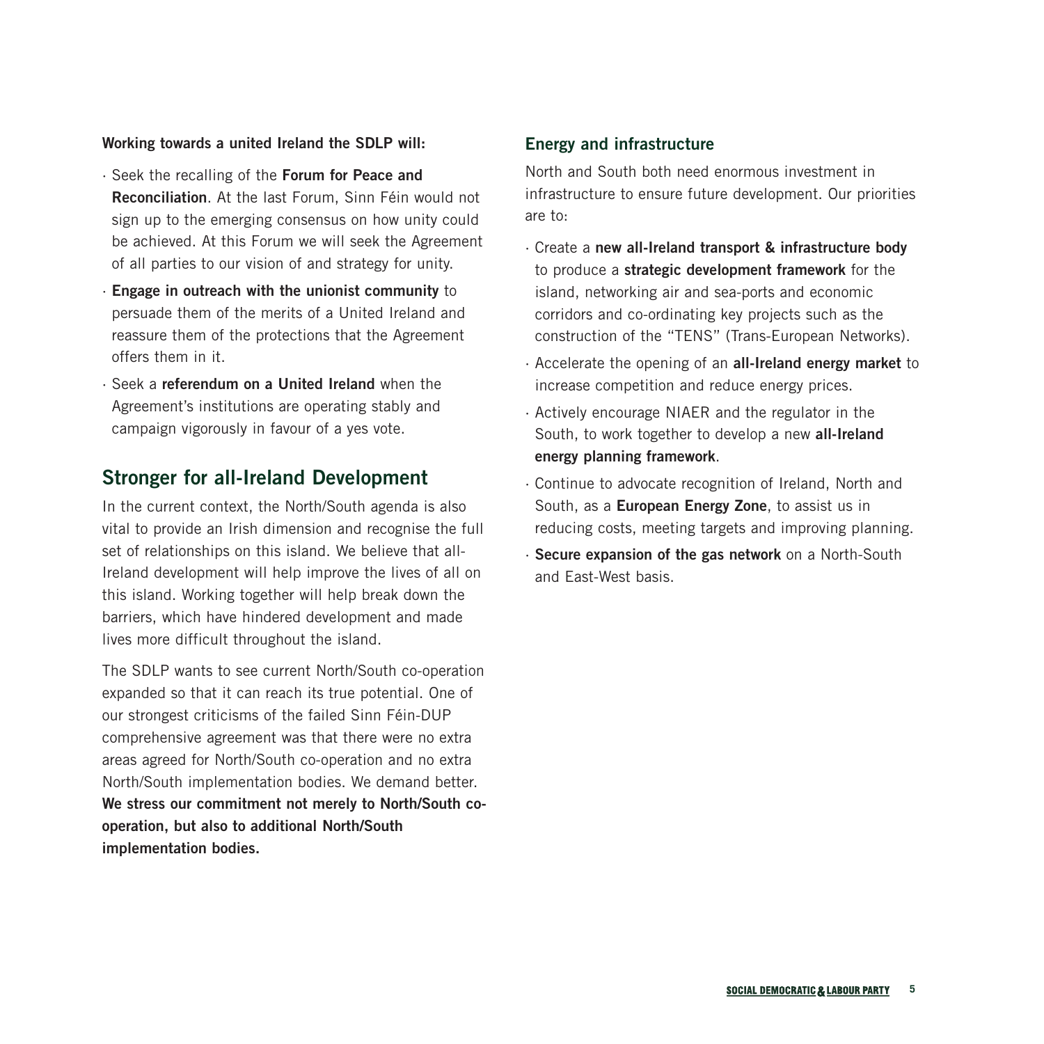**Working towards a united Ireland the SDLP will:**

- Seek the recalling of the **Forum for Peace and Reconciliation**. At the last Forum, Sinn Féin would not sign up to the emerging consensus on how unity could be achieved. At this Forum we will seek the Agreement of all parties to our vision of and strategy for unity.
- **Engage in outreach with the unionist community** to persuade them of the merits of a United Ireland and reassure them of the protections that the Agreement offers them in it.
- Seek a **referendum on a United Ireland** when the Agreement's institutions are operating stably and campaign vigorously in favour of a yes vote.

## Stronger for all-Ireland Development

In the current context, the North/South agenda is also vital to provide an Irish dimension and recognise the full set of relationships on this island. We believe that all-Ireland development will help improve the lives of all on this island. Working together will help break down the barriers, which have hindered development and made lives more difficult throughout the island.

The SDLP wants to see current North/South co-operation expanded so that it can reach its true potential. One of our strongest criticisms of the failed Sinn Féin-DUP comprehensive agreement was that there were no extra areas agreed for North/South co-operation and no extra North/South implementation bodies. We demand better. **We stress our commitment not merely to North/South co-operation, but also to additional North/South implementation bodies.**

### Energy and infrastructure

North and South both need enormous investment in infrastructure to ensure future development. Our priorities are to:

- Create a **new all-Ireland transport & infrastructure body** to produce a **strategic development framework** for the island, networking air and sea-ports and economic corridors and co-ordinating key projects such as the construction of the "TENS" (Trans-European Networks).
- Accelerate the opening of an **all-Ireland energy market** to increase competition and reduce energy prices.
- Actively encourage NIAER and the regulator in the South, to work together to develop a new **all-Ireland energy planning framework**.
- Continue to advocate recognition of Ireland, North and South, as a **European Energy Zone**, to assist us in reducing costs, meeting targets and improving planning.
- **Secure expansion of the gas network** on a North-South and East-West basis.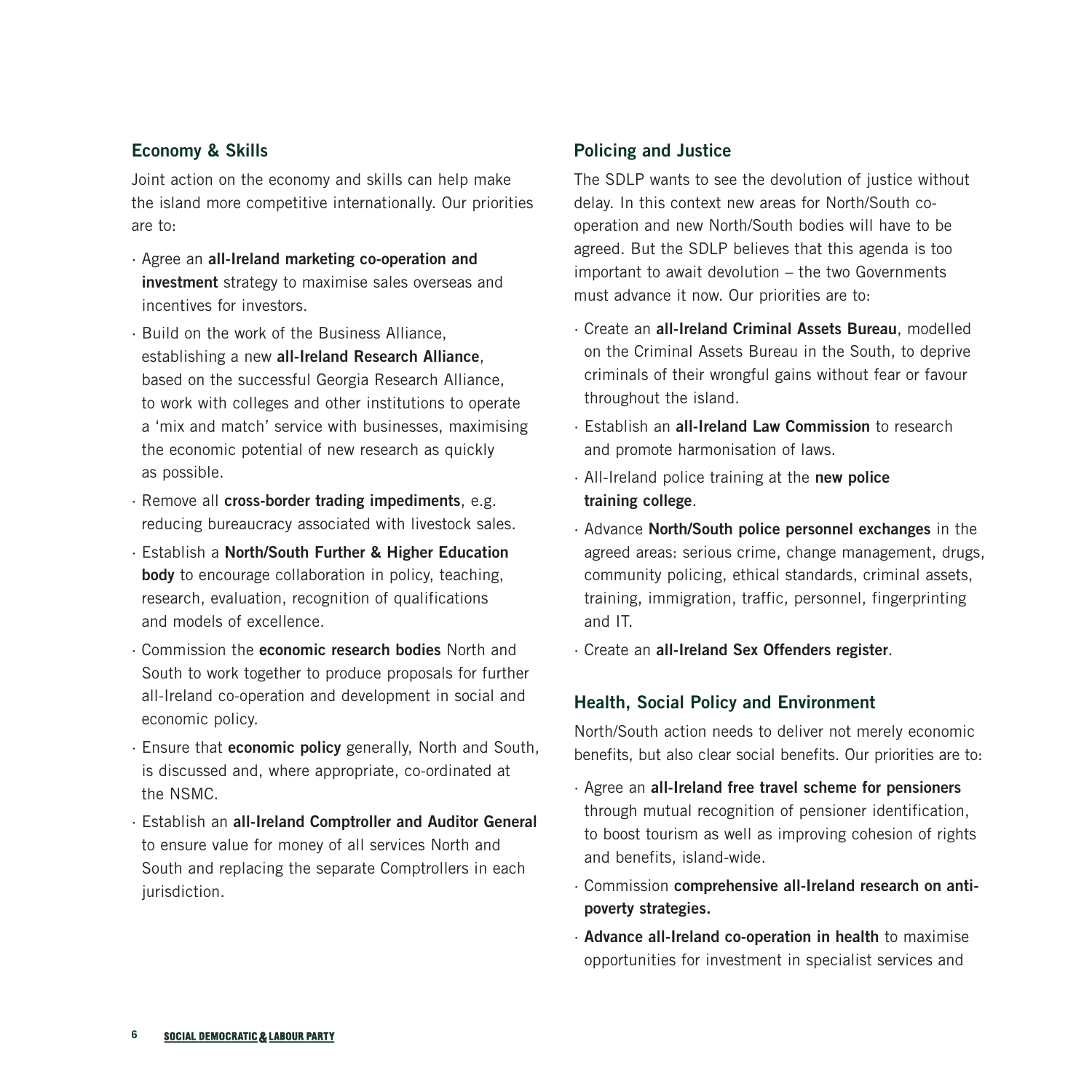## Economy & Skills

Joint action on the economy and skills can help make the island more competitive internationally. Our priorities are to:

- Agree an **all-Ireland marketing co-operation and investment** strategy to maximise sales overseas and incentives for investors.
- Build on the work of the Business Alliance, establishing a new **all-Ireland Research Alliance**, based on the successful Georgia Research Alliance, to work with colleges and other institutions to operate a 'mix and match' service with businesses, maximising the economic potential of new research as quickly as possible.
- Remove all **cross-border trading impediments**, e.g. reducing bureaucracy associated with livestock sales.
- Establish a **North/South Further & Higher Education body** to encourage collaboration in policy, teaching, research, evaluation, recognition of qualifications and models of excellence.
- Commission the **economic research bodies** North and South to work together to produce proposals for further all-Ireland co-operation and development in social and economic policy.
- Ensure that **economic policy** generally, North and South, is discussed and, where appropriate, co-ordinated at the NSMC.
- Establish an **all-Ireland Comptroller and Auditor General** to ensure value for money of all services North and South and replacing the separate Comptrollers in each jurisdiction.

## Policing and Justice

The SDLP wants to see the devolution of justice without delay. In this context new areas for North/South co-operation and new North/South bodies will have to be agreed. But the SDLP believes that this agenda is too important to await devolution – the two Governments must advance it now. Our priorities are to:

- Create an **all-Ireland Criminal Assets Bureau**, modelled on the Criminal Assets Bureau in the South, to deprive criminals of their wrongful gains without fear or favour throughout the island.
- Establish an **all-Ireland Law Commission** to research and promote harmonisation of laws.
- All-Ireland police training at the **new police training college**.
- Advance **North/South police personnel exchanges** in the agreed areas: serious crime, change management, drugs, community policing, ethical standards, criminal assets, training, immigration, traffic, personnel, fingerprinting and IT.
- Create an **all-Ireland Sex Offenders register**.

## Health, Social Policy and Environment

North/South action needs to deliver not merely economic benefits, but also clear social benefits. Our priorities are to:

- Agree an **all-Ireland free travel scheme for pensioners** through mutual recognition of pensioner identification, to boost tourism as well as improving cohesion of rights and benefits, island-wide.
- Commission **comprehensive all-Ireland research on anti-poverty strategies.**
- **Advance all-Ireland co-operation in health** to maximise opportunities for investment in specialist services and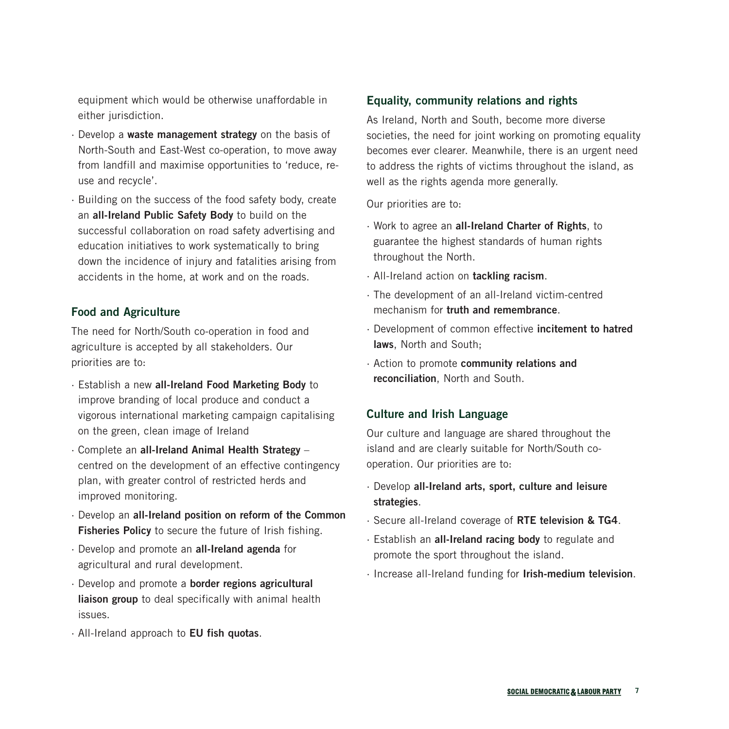equipment which would be otherwise unaffordable in either jurisdiction.

- Develop a **waste management strategy** on the basis of North-South and East-West co-operation, to move away from landfill and maximise opportunities to 'reduce, re-use and recycle'.
- Building on the success of the food safety body, create an **all-Ireland Public Safety Body** to build on the successful collaboration on road safety advertising and education initiatives to work systematically to bring down the incidence of injury and fatalities arising from accidents in the home, at work and on the roads.

### Food and Agriculture

The need for North/South co-operation in food and agriculture is accepted by all stakeholders. Our priorities are to:

- Establish a new **all-Ireland Food Marketing Body** to improve branding of local produce and conduct a vigorous international marketing campaign capitalising on the green, clean image of Ireland
- Complete an **all-Ireland Animal Health Strategy** – centred on the development of an effective contingency plan, with greater control of restricted herds and improved monitoring.
- Develop an **all-Ireland position on reform of the Common Fisheries Policy** to secure the future of Irish fishing.
- Develop and promote an **all-Ireland agenda** for agricultural and rural development.
- Develop and promote a **border regions agricultural liaison group** to deal specifically with animal health issues.
- All-Ireland approach to **EU fish quotas**.

### Equality, community relations and rights

As Ireland, North and South, become more diverse societies, the need for joint working on promoting equality becomes ever clearer. Meanwhile, there is an urgent need to address the rights of victims throughout the island, as well as the rights agenda more generally.

Our priorities are to:

- Work to agree an **all-Ireland Charter of Rights**, to guarantee the highest standards of human rights throughout the North.
- All-Ireland action on **tackling racism**.
- The development of an all-Ireland victim-centred mechanism for **truth and remembrance**.
- Development of common effective **incitement to hatred laws**, North and South;
- Action to promote **community relations and reconciliation**, North and South.

### Culture and Irish Language

Our culture and language are shared throughout the island and are clearly suitable for North/South co-operation. Our priorities are to:

- Develop **all-Ireland arts, sport, culture and leisure strategies**.
- Secure all-Ireland coverage of **RTE television & TG4**.
- Establish an **all-Ireland racing body** to regulate and promote the sport throughout the island.
- Increase all-Ireland funding for **Irish-medium television**.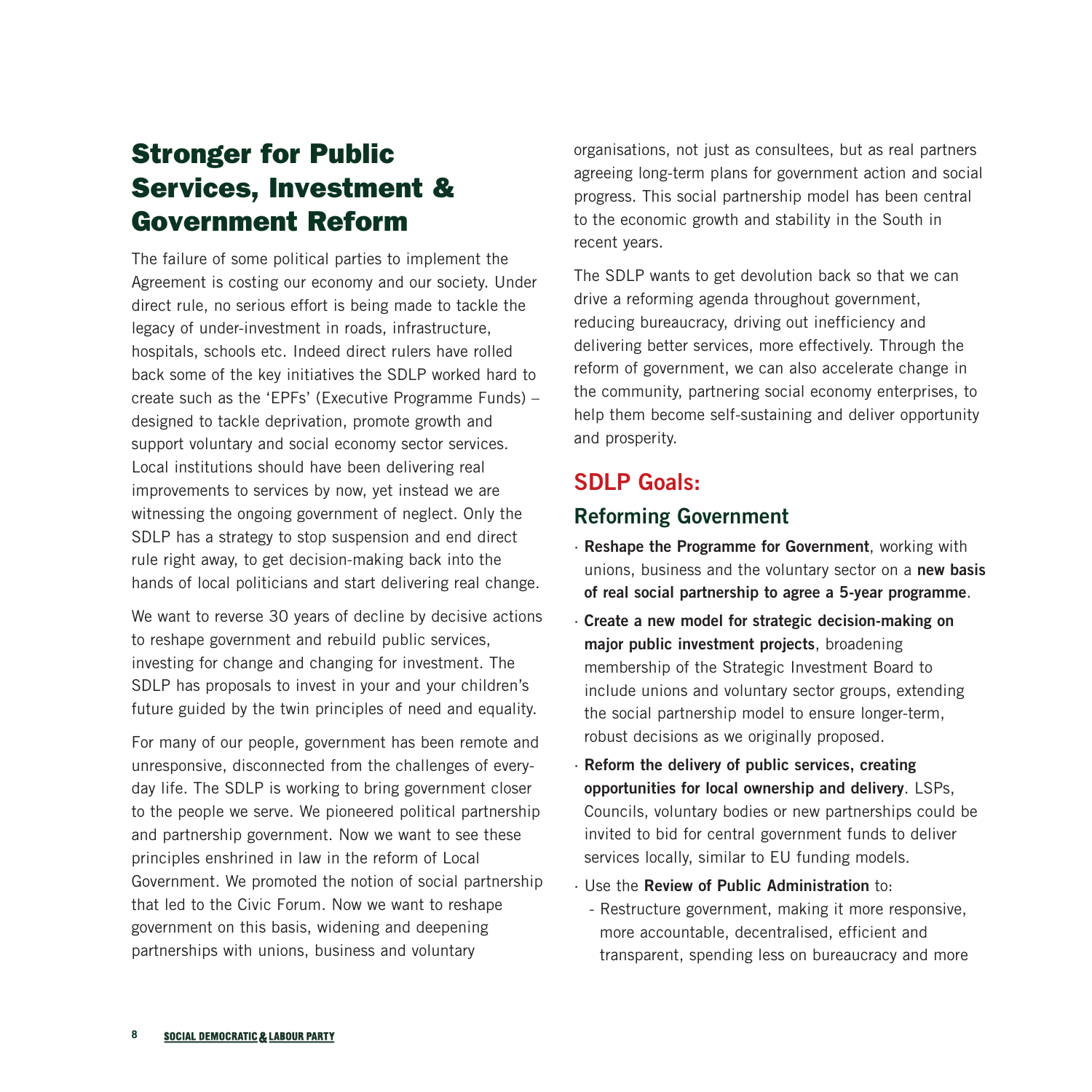# Stronger for Public Services, Investment & Government Reform

The failure of some political parties to implement the Agreement is costing our economy and our society. Under direct rule, no serious effort is being made to tackle the legacy of under-investment in roads, infrastructure, hospitals, schools etc. Indeed direct rulers have rolled back some of the key initiatives the SDLP worked hard to create such as the 'EPFs' (Executive Programme Funds) – designed to tackle deprivation, promote growth and support voluntary and social economy sector services. Local institutions should have been delivering real improvements to services by now, yet instead we are witnessing the ongoing government of neglect. Only the SDLP has a strategy to stop suspension and end direct rule right away, to get decision-making back into the hands of local politicians and start delivering real change.

We want to reverse 30 years of decline by decisive actions to reshape government and rebuild public services, investing for change and changing for investment. The SDLP has proposals to invest in your and your children's future guided by the twin principles of need and equality.

For many of our people, government has been remote and unresponsive, disconnected from the challenges of every-day life. The SDLP is working to bring government closer to the people we serve. We pioneered political partnership and partnership government. Now we want to see these principles enshrined in law in the reform of Local Government. We promoted the notion of social partnership that led to the Civic Forum. Now we want to reshape government on this basis, widening and deepening partnerships with unions, business and voluntary organisations, not just as consultees, but as real partners agreeing long-term plans for government action and social progress. This social partnership model has been central to the economic growth and stability in the South in recent years.

The SDLP wants to get devolution back so that we can drive a reforming agenda throughout government, reducing bureaucracy, driving out inefficiency and delivering better services, more effectively. Through the reform of government, we can also accelerate change in the community, partnering social economy enterprises, to help them become self-sustaining and deliver opportunity and prosperity.

## SDLP Goals:

### Reforming Government

- **Reshape the Programme for Government**, working with unions, business and the voluntary sector on a **new basis of real social partnership to agree a 5-year programme**.
- **Create a new model for strategic decision-making on major public investment projects**, broadening membership of the Strategic Investment Board to include unions and voluntary sector groups, extending the social partnership model to ensure longer-term, robust decisions as we originally proposed.
- **Reform the delivery of public services, creating opportunities for local ownership and delivery**. LSPs, Councils, voluntary bodies or new partnerships could be invited to bid for central government funds to deliver services locally, similar to EU funding models.
- Use the **Review of Public Administration** to:
  - Restructure government, making it more responsive, more accountable, decentralised, efficient and transparent, spending less on bureaucracy and more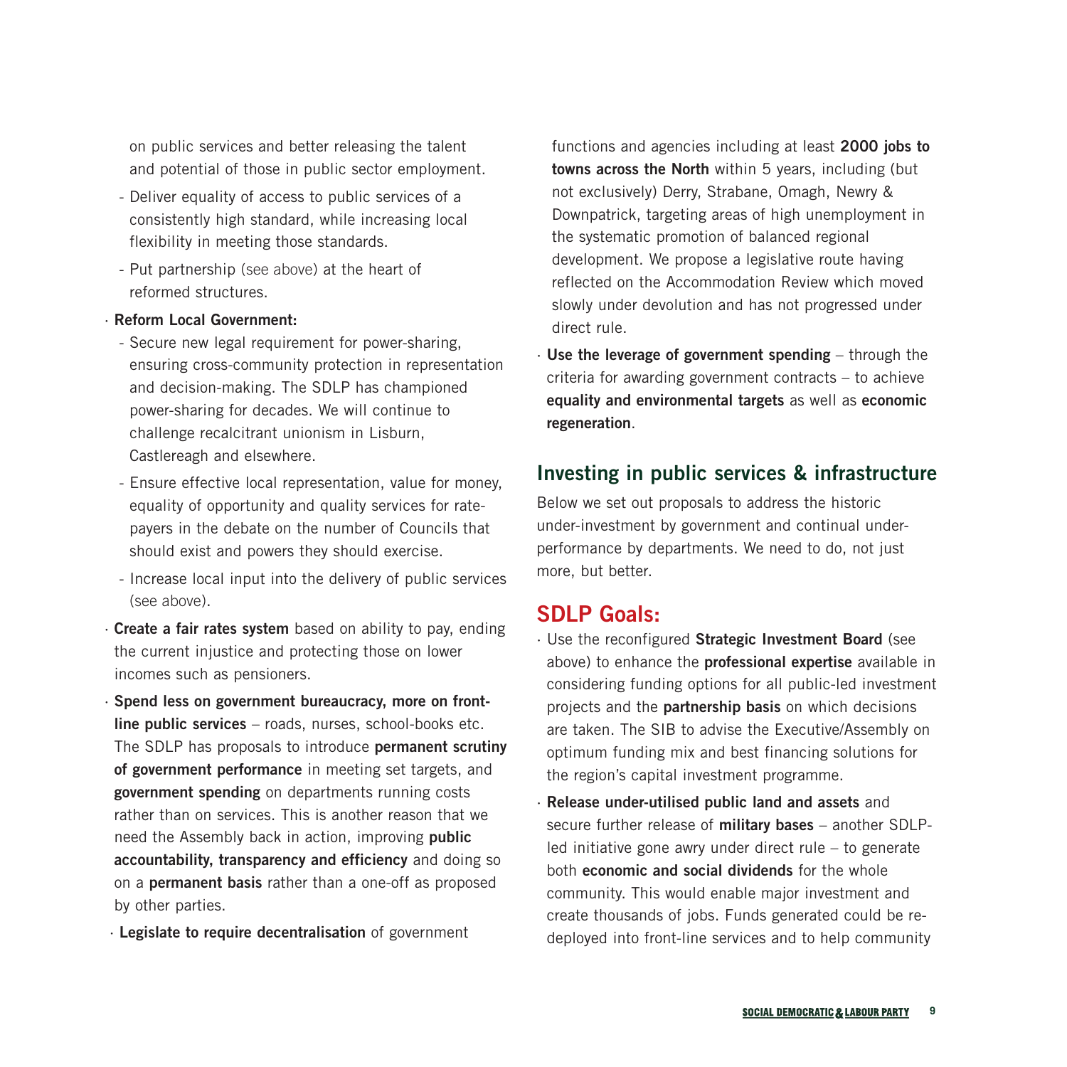on public services and better releasing the talent and potential of those in public sector employment.

- Deliver equality of access to public services of a consistently high standard, while increasing local flexibility in meeting those standards.
- Put partnership (see above) at the heart of reformed structures.

· **Reform Local Government:**
  - Secure new legal requirement for power-sharing, ensuring cross-community protection in representation and decision-making. The SDLP has championed power-sharing for decades. We will continue to challenge recalcitrant unionism in Lisburn, Castlereagh and elsewhere.
  - Ensure effective local representation, value for money, equality of opportunity and quality services for rate-payers in the debate on the number of Councils that should exist and powers they should exercise.
  - Increase local input into the delivery of public services (see above).

· **Create a fair rates system** based on ability to pay, ending the current injustice and protecting those on lower incomes such as pensioners.

· **Spend less on government bureaucracy, more on front-line public services** – roads, nurses, school-books etc. The SDLP has proposals to introduce **permanent scrutiny of government performance** in meeting set targets, and **government spending** on departments running costs rather than on services. This is another reason that we need the Assembly back in action, improving **public accountability, transparency and efficiency** and doing so on a **permanent basis** rather than a one-off as proposed by other parties.

· **Legislate to require decentralisation** of government functions and agencies including at least **2000 jobs to towns across the North** within 5 years, including (but not exclusively) Derry, Strabane, Omagh, Newry & Downpatrick, targeting areas of high unemployment in the systematic promotion of balanced regional development. We propose a legislative route having reflected on the Accommodation Review which moved slowly under devolution and has not progressed under direct rule.

· **Use the leverage of government spending** – through the criteria for awarding government contracts – to achieve **equality and environmental targets** as well as **economic regeneration**.

## Investing in public services & infrastructure

Below we set out proposals to address the historic under-investment by government and continual under-performance by departments. We need to do, not just more, but better.

## SDLP Goals:

· Use the reconfigured **Strategic Investment Board** (see above) to enhance the **professional expertise** available in considering funding options for all public-led investment projects and the **partnership basis** on which decisions are taken. The SIB to advise the Executive/Assembly on optimum funding mix and best financing solutions for the region's capital investment programme.

· **Release under-utilised public land and assets** and secure further release of **military bases** – another SDLP-led initiative gone awry under direct rule – to generate both **economic and social dividends** for the whole community. This would enable major investment and create thousands of jobs. Funds generated could be re-deployed into front-line services and to help community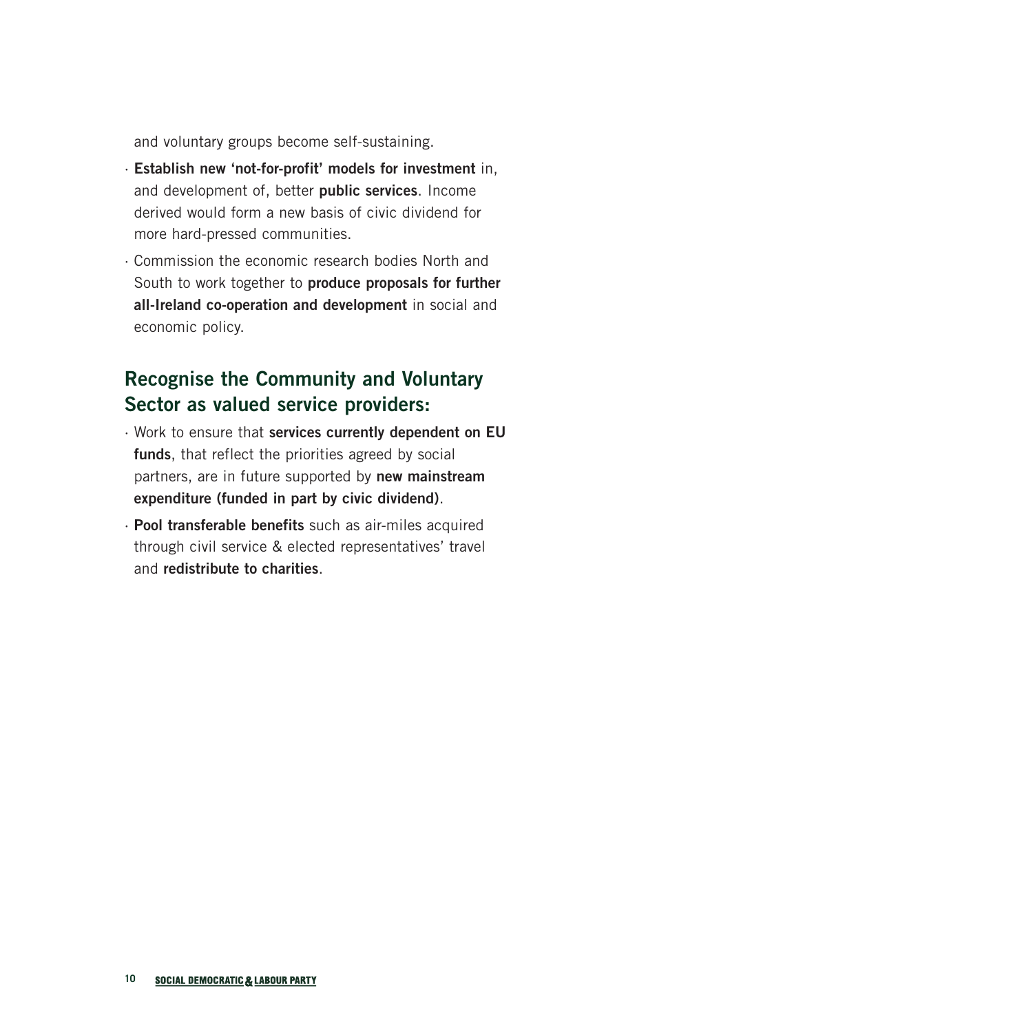and voluntary groups become self-sustaining.

- **Establish new 'not-for-profit' models for investment** in, and development of, better **public services**. Income derived would form a new basis of civic dividend for more hard-pressed communities.
- Commission the economic research bodies North and South to work together to **produce proposals for further all-Ireland co-operation and development** in social and economic policy.

## Recognise the Community and Voluntary Sector as valued service providers:

- Work to ensure that **services currently dependent on EU funds**, that reflect the priorities agreed by social partners, are in future supported by **new mainstream expenditure (funded in part by civic dividend)**.
- **Pool transferable benefits** such as air-miles acquired through civil service & elected representatives' travel and **redistribute to charities**.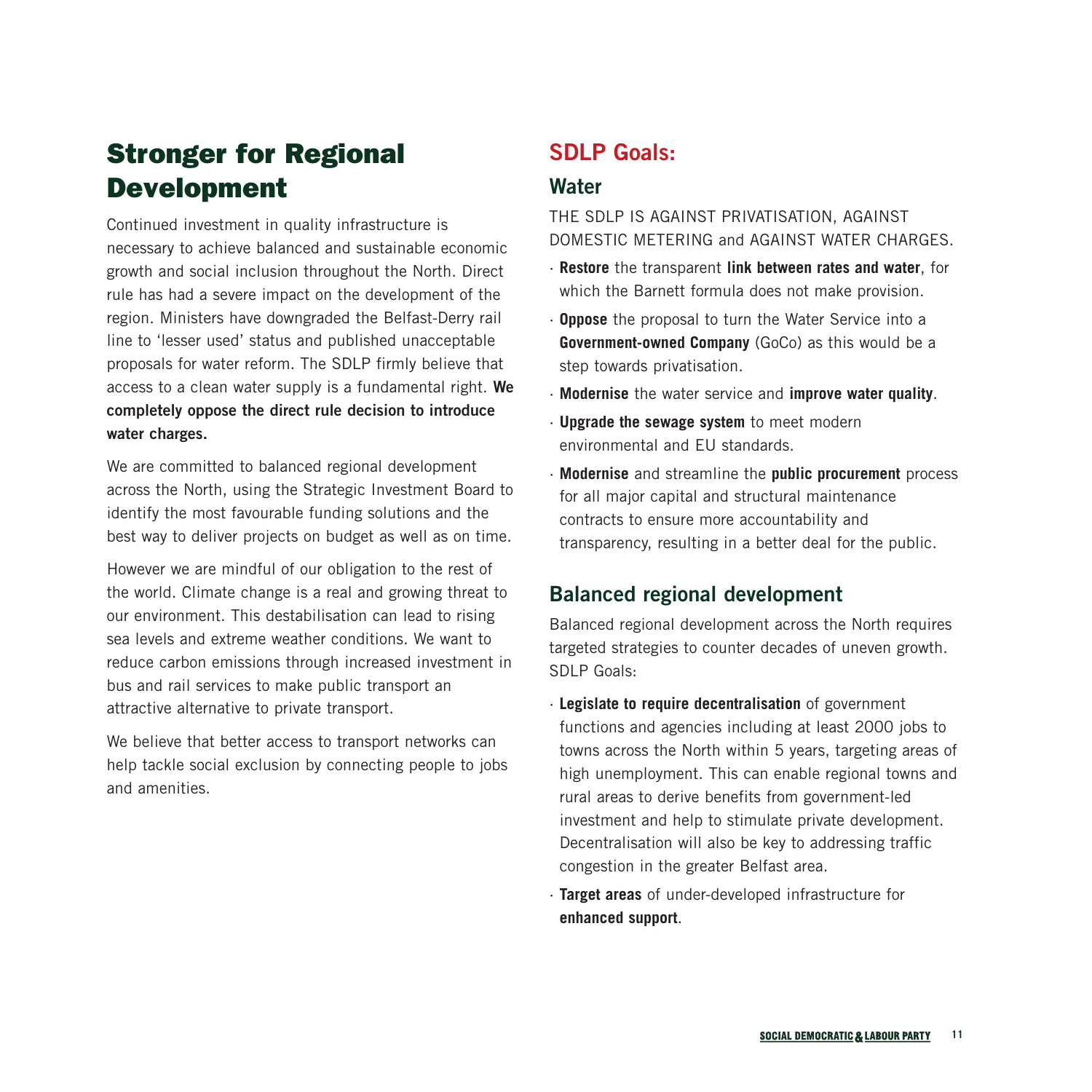# Stronger for Regional Development

Continued investment in quality infrastructure is necessary to achieve balanced and sustainable economic growth and social inclusion throughout the North. Direct rule has had a severe impact on the development of the region. Ministers have downgraded the Belfast-Derry rail line to 'lesser used' status and published unacceptable proposals for water reform. The SDLP firmly believe that access to a clean water supply is a fundamental right. **We completely oppose the direct rule decision to introduce water charges.**

We are committed to balanced regional development across the North, using the Strategic Investment Board to identify the most favourable funding solutions and the best way to deliver projects on budget as well as on time.

However we are mindful of our obligation to the rest of the world. Climate change is a real and growing threat to our environment. This destabilisation can lead to rising sea levels and extreme weather conditions. We want to reduce carbon emissions through increased investment in bus and rail services to make public transport an attractive alternative to private transport.

We believe that better access to transport networks can help tackle social exclusion by connecting people to jobs and amenities.

## SDLP Goals:

### Water

THE SDLP IS AGAINST PRIVATISATION, AGAINST DOMESTIC METERING and AGAINST WATER CHARGES.

- **Restore** the transparent **link between rates and water**, for which the Barnett formula does not make provision.
- **Oppose** the proposal to turn the Water Service into a **Government-owned Company** (GoCo) as this would be a step towards privatisation.
- **Modernise** the water service and **improve water quality**.
- **Upgrade the sewage system** to meet modern environmental and EU standards.
- **Modernise** and streamline the **public procurement** process for all major capital and structural maintenance contracts to ensure more accountability and transparency, resulting in a better deal for the public.

### Balanced regional development

Balanced regional development across the North requires targeted strategies to counter decades of uneven growth. SDLP Goals:

- **Legislate to require decentralisation** of government functions and agencies including at least 2000 jobs to towns across the North within 5 years, targeting areas of high unemployment. This can enable regional towns and rural areas to derive benefits from government-led investment and help to stimulate private development. Decentralisation will also be key to addressing traffic congestion in the greater Belfast area.
- **Target areas** of under-developed infrastructure for **enhanced support**.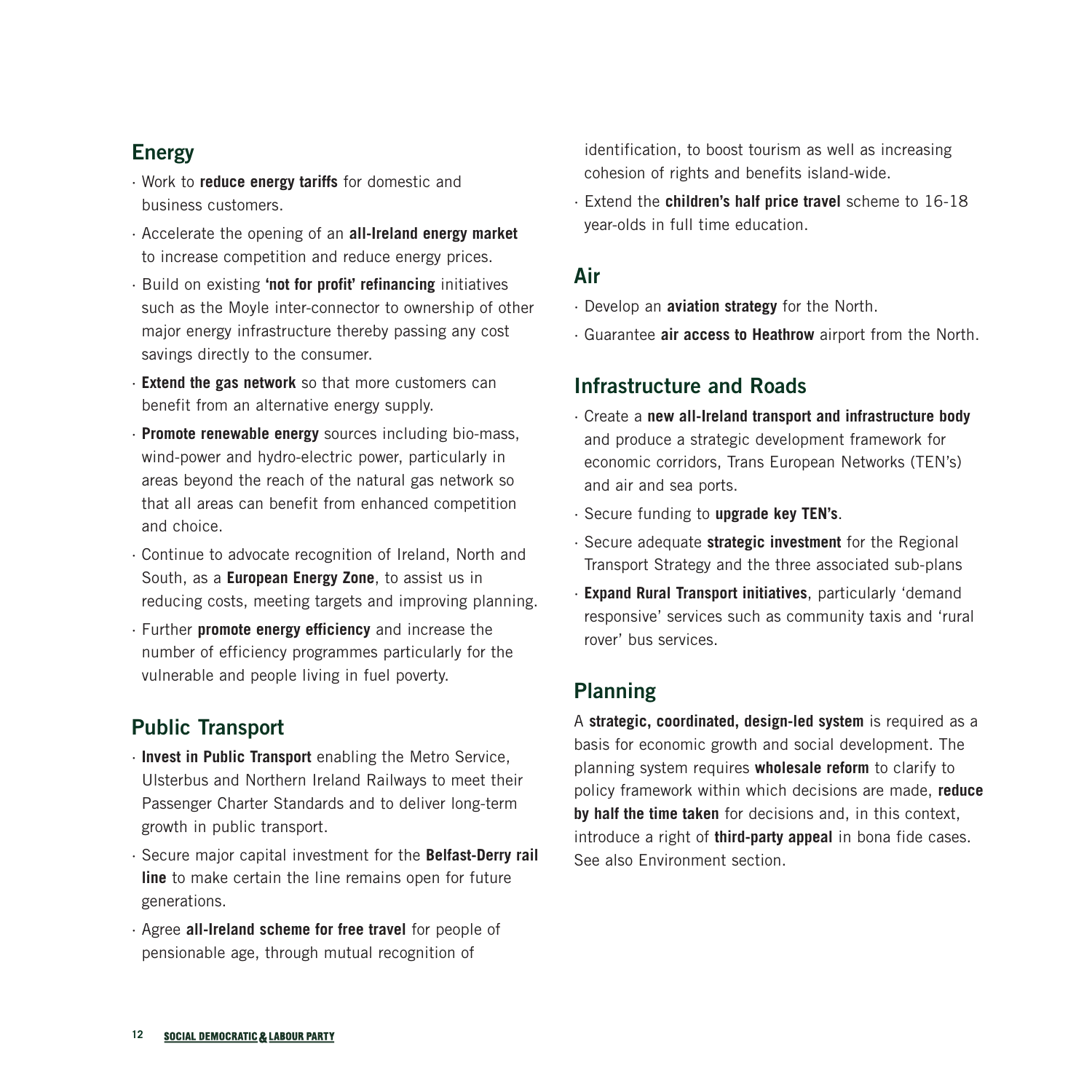## Energy

- Work to **reduce energy tariffs** for domestic and business customers.
- Accelerate the opening of an **all-Ireland energy market** to increase competition and reduce energy prices.
- Build on existing **'not for profit' refinancing** initiatives such as the Moyle inter-connector to ownership of other major energy infrastructure thereby passing any cost savings directly to the consumer.
- **Extend the gas network** so that more customers can benefit from an alternative energy supply.
- **Promote renewable energy** sources including bio-mass, wind-power and hydro-electric power, particularly in areas beyond the reach of the natural gas network so that all areas can benefit from enhanced competition and choice.
- Continue to advocate recognition of Ireland, North and South, as a **European Energy Zone**, to assist us in reducing costs, meeting targets and improving planning.
- Further **promote energy efficiency** and increase the number of efficiency programmes particularly for the vulnerable and people living in fuel poverty.

## Public Transport

- **Invest in Public Transport** enabling the Metro Service, Ulsterbus and Northern Ireland Railways to meet their Passenger Charter Standards and to deliver long-term growth in public transport.
- Secure major capital investment for the **Belfast-Derry rail line** to make certain the line remains open for future generations.
- Agree **all-Ireland scheme for free travel** for people of pensionable age, through mutual recognition of identification, to boost tourism as well as increasing cohesion of rights and benefits island-wide.
- Extend the **children's half price travel** scheme to 16-18 year-olds in full time education.

## Air

- Develop an **aviation strategy** for the North.
- Guarantee **air access to Heathrow** airport from the North.

## Infrastructure and Roads

- Create a **new all-Ireland transport and infrastructure body** and produce a strategic development framework for economic corridors, Trans European Networks (TEN's) and air and sea ports.
- Secure funding to **upgrade key TEN's**.
- Secure adequate **strategic investment** for the Regional Transport Strategy and the three associated sub-plans
- **Expand Rural Transport initiatives**, particularly 'demand responsive' services such as community taxis and 'rural rover' bus services.

## Planning

A **strategic, coordinated, design-led system** is required as a basis for economic growth and social development. The planning system requires **wholesale reform** to clarify to policy framework within which decisions are made, **reduce by half the time taken** for decisions and, in this context, introduce a right of **third-party appeal** in bona fide cases. See also Environment section.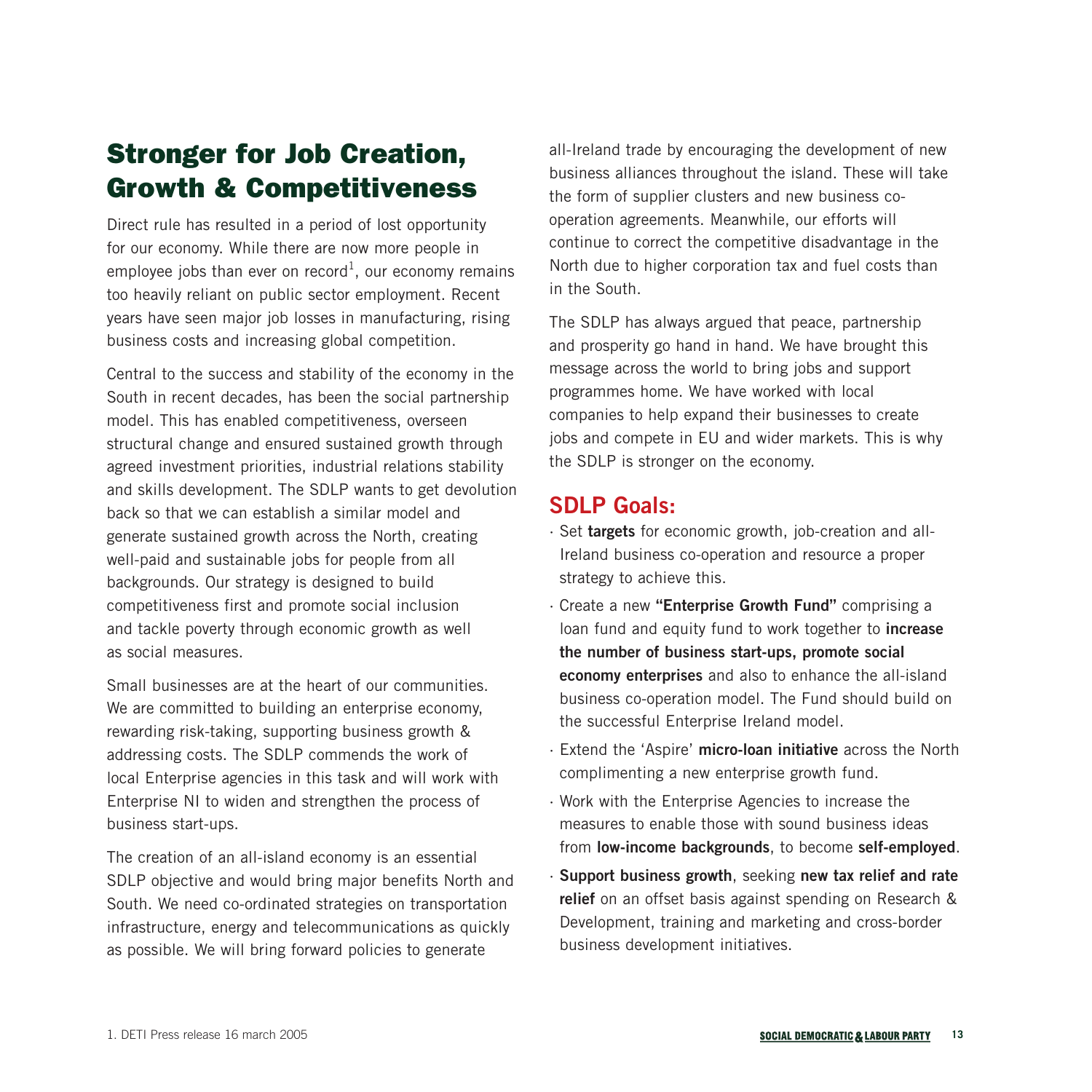## Stronger for Job Creation, Growth & Competitiveness

Direct rule has resulted in a period of lost opportunity for our economy. While there are now more people in employee jobs than ever on record[1], our economy remains too heavily reliant on public sector employment. Recent years have seen major job losses in manufacturing, rising business costs and increasing global competition.

Central to the success and stability of the economy in the South in recent decades, has been the social partnership model. This has enabled competitiveness, overseen structural change and ensured sustained growth through agreed investment priorities, industrial relations stability and skills development. The SDLP wants to get devolution back so that we can establish a similar model and generate sustained growth across the North, creating well-paid and sustainable jobs for people from all backgrounds. Our strategy is designed to build competitiveness first and promote social inclusion and tackle poverty through economic growth as well as social measures.

Small businesses are at the heart of our communities. We are committed to building an enterprise economy, rewarding risk-taking, supporting business growth & addressing costs. The SDLP commends the work of local Enterprise agencies in this task and will work with Enterprise NI to widen and strengthen the process of business start-ups.

The creation of an all-island economy is an essential SDLP objective and would bring major benefits North and South. We need co-ordinated strategies on transportation infrastructure, energy and telecommunications as quickly as possible. We will bring forward policies to generate all-Ireland trade by encouraging the development of new business alliances throughout the island. These will take the form of supplier clusters and new business co-operation agreements. Meanwhile, our efforts will continue to correct the competitive disadvantage in the North due to higher corporation tax and fuel costs than in the South.

The SDLP has always argued that peace, partnership and prosperity go hand in hand. We have brought this message across the world to bring jobs and support programmes home. We have worked with local companies to help expand their businesses to create jobs and compete in EU and wider markets. This is why the SDLP is stronger on the economy.

### SDLP Goals:

- Set **targets** for economic growth, job-creation and all-Ireland business co-operation and resource a proper strategy to achieve this.
- Create a new **"Enterprise Growth Fund"** comprising a loan fund and equity fund to work together to **increase the number of business start-ups, promote social economy enterprises** and also to enhance the all-island business co-operation model. The Fund should build on the successful Enterprise Ireland model.
- Extend the 'Aspire' **micro-loan initiative** across the North complimenting a new enterprise growth fund.
- Work with the Enterprise Agencies to increase the measures to enable those with sound business ideas from **low-income backgrounds**, to become **self-employed**.
- **Support business growth**, seeking **new tax relief and rate relief** on an offset basis against spending on Research & Development, training and marketing and cross-border business development initiatives.

1. DETI Press release 16 march 2005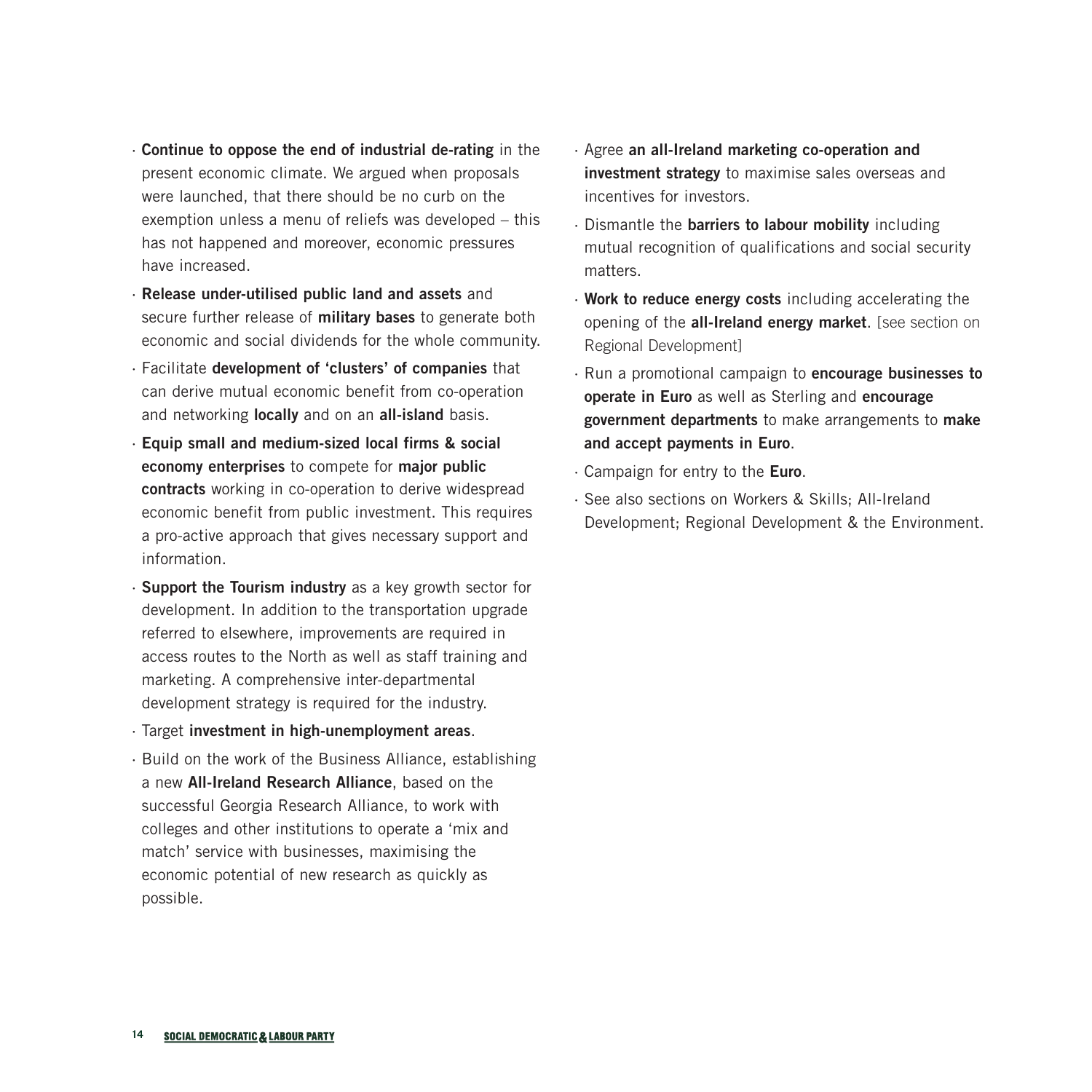- **Continue to oppose the end of industrial de-rating** in the present economic climate. We argued when proposals were launched, that there should be no curb on the exemption unless a menu of reliefs was developed – this has not happened and moreover, economic pressures have increased.
- **Release under-utilised public land and assets** and secure further release of **military bases** to generate both economic and social dividends for the whole community.
- Facilitate **development of 'clusters' of companies** that can derive mutual economic benefit from co-operation and networking **locally** and on an **all-island** basis.
- **Equip small and medium-sized local firms & social economy enterprises** to compete for **major public contracts** working in co-operation to derive widespread economic benefit from public investment. This requires a pro-active approach that gives necessary support and information.
- **Support the Tourism industry** as a key growth sector for development. In addition to the transportation upgrade referred to elsewhere, improvements are required in access routes to the North as well as staff training and marketing. A comprehensive inter-departmental development strategy is required for the industry.
- Target **investment in high-unemployment areas**.
- Build on the work of the Business Alliance, establishing a new **All-Ireland Research Alliance**, based on the successful Georgia Research Alliance, to work with colleges and other institutions to operate a 'mix and match' service with businesses, maximising the economic potential of new research as quickly as possible.
- Agree **an all-Ireland marketing co-operation and investment strategy** to maximise sales overseas and incentives for investors.
- Dismantle the **barriers to labour mobility** including mutual recognition of qualifications and social security matters.
- **Work to reduce energy costs** including accelerating the opening of the **all-Ireland energy market**. [see section on Regional Development]
- Run a promotional campaign to **encourage businesses to operate in Euro** as well as Sterling and **encourage government departments** to make arrangements to **make and accept payments in Euro**.
- Campaign for entry to the **Euro**.
- See also sections on Workers & Skills; All-Ireland Development; Regional Development & the Environment.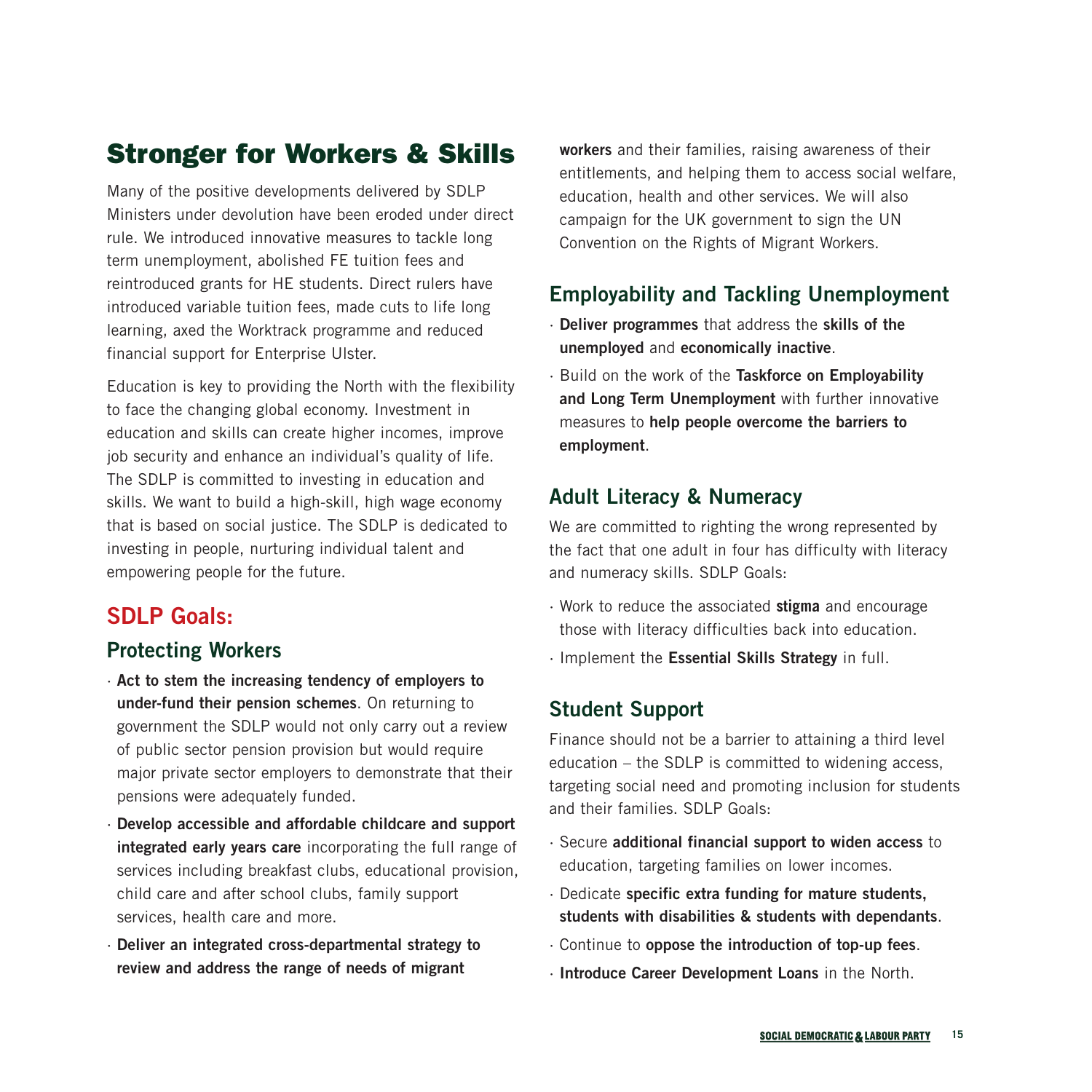# Stronger for Workers & Skills

Many of the positive developments delivered by SDLP Ministers under devolution have been eroded under direct rule. We introduced innovative measures to tackle long term unemployment, abolished FE tuition fees and reintroduced grants for HE students. Direct rulers have introduced variable tuition fees, made cuts to life long learning, axed the Worktrack programme and reduced financial support for Enterprise Ulster.

Education is key to providing the North with the flexibility to face the changing global economy. Investment in education and skills can create higher incomes, improve job security and enhance an individual's quality of life. The SDLP is committed to investing in education and skills. We want to build a high-skill, high wage economy that is based on social justice. The SDLP is dedicated to investing in people, nurturing individual talent and empowering people for the future.

## SDLP Goals:

### Protecting Workers

- **Act to stem the increasing tendency of employers to under-fund their pension schemes**. On returning to government the SDLP would not only carry out a review of public sector pension provision but would require major private sector employers to demonstrate that their pensions were adequately funded.
- **Develop accessible and affordable childcare and support integrated early years care** incorporating the full range of services including breakfast clubs, educational provision, child care and after school clubs, family support services, health care and more.
- **Deliver an integrated cross-departmental strategy to review and address the range of needs of migrant workers** and their families, raising awareness of their entitlements, and helping them to access social welfare, education, health and other services. We will also campaign for the UK government to sign the UN Convention on the Rights of Migrant Workers.

### Employability and Tackling Unemployment

- **Deliver programmes** that address the **skills of the unemployed** and **economically inactive**.
- Build on the work of the **Taskforce on Employability and Long Term Unemployment** with further innovative measures to **help people overcome the barriers to employment**.

### Adult Literacy & Numeracy

We are committed to righting the wrong represented by the fact that one adult in four has difficulty with literacy and numeracy skills. SDLP Goals:

- Work to reduce the associated **stigma** and encourage those with literacy difficulties back into education.
- Implement the **Essential Skills Strategy** in full.

### Student Support

Finance should not be a barrier to attaining a third level education – the SDLP is committed to widening access, targeting social need and promoting inclusion for students and their families. SDLP Goals:

- Secure **additional financial support to widen access** to education, targeting families on lower incomes.
- Dedicate **specific extra funding for mature students, students with disabilities & students with dependants**.
- Continue to **oppose the introduction of top-up fees**.
- **Introduce Career Development Loans** in the North.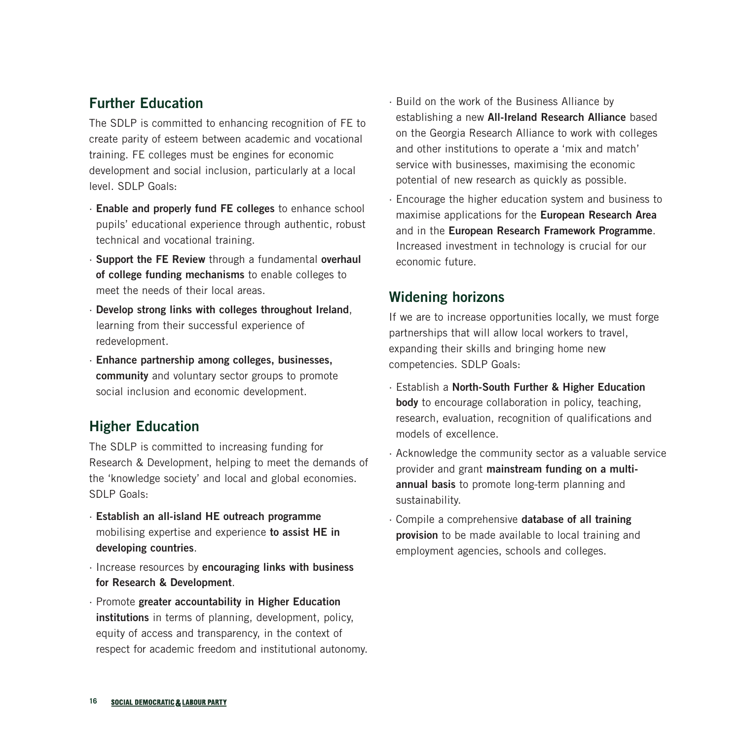## Further Education

The SDLP is committed to enhancing recognition of FE to create parity of esteem between academic and vocational training. FE colleges must be engines for economic development and social inclusion, particularly at a local level. SDLP Goals:

- **Enable and properly fund FE colleges** to enhance school pupils' educational experience through authentic, robust technical and vocational training.
- **Support the FE Review** through a fundamental **overhaul of college funding mechanisms** to enable colleges to meet the needs of their local areas.
- **Develop strong links with colleges throughout Ireland**, learning from their successful experience of redevelopment.
- **Enhance partnership among colleges, businesses, community** and voluntary sector groups to promote social inclusion and economic development.

## Higher Education

The SDLP is committed to increasing funding for Research & Development, helping to meet the demands of the 'knowledge society' and local and global economies. SDLP Goals:

- **Establish an all-island HE outreach programme** mobilising expertise and experience **to assist HE in developing countries**.
- Increase resources by **encouraging links with business for Research & Development**.
- Promote **greater accountability in Higher Education institutions** in terms of planning, development, policy, equity of access and transparency, in the context of respect for academic freedom and institutional autonomy.
- Build on the work of the Business Alliance by establishing a new **All-Ireland Research Alliance** based on the Georgia Research Alliance to work with colleges and other institutions to operate a 'mix and match' service with businesses, maximising the economic potential of new research as quickly as possible.
- Encourage the higher education system and business to maximise applications for the **European Research Area** and in the **European Research Framework Programme**. Increased investment in technology is crucial for our economic future.

## Widening horizons

If we are to increase opportunities locally, we must forge partnerships that will allow local workers to travel, expanding their skills and bringing home new competencies. SDLP Goals:

- Establish a **North-South Further & Higher Education body** to encourage collaboration in policy, teaching, research, evaluation, recognition of qualifications and models of excellence.
- Acknowledge the community sector as a valuable service provider and grant **mainstream funding on a multi-annual basis** to promote long-term planning and sustainability.
- Compile a comprehensive **database of all training provision** to be made available to local training and employment agencies, schools and colleges.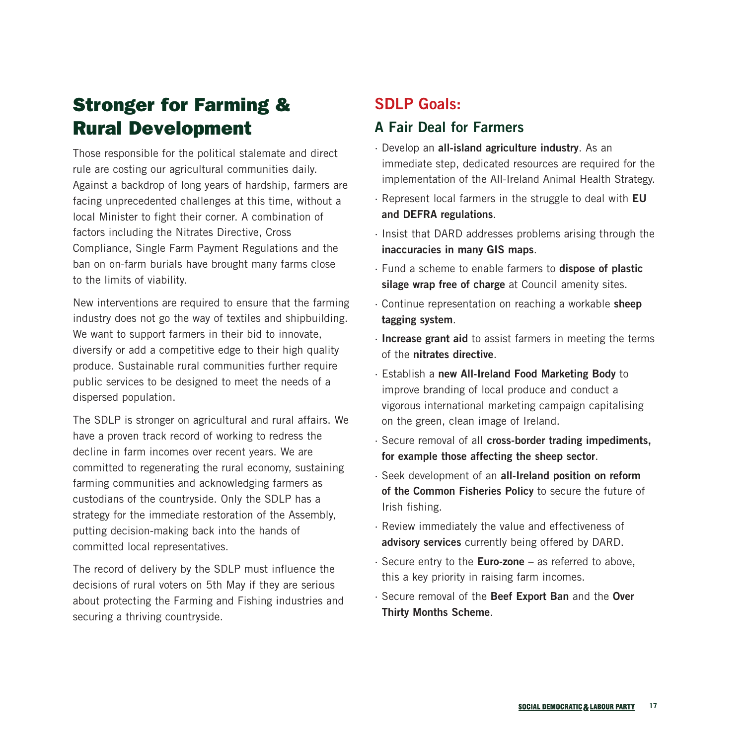# Stronger for Farming & Rural Development

Those responsible for the political stalemate and direct rule are costing our agricultural communities daily. Against a backdrop of long years of hardship, farmers are facing unprecedented challenges at this time, without a local Minister to fight their corner. A combination of factors including the Nitrates Directive, Cross Compliance, Single Farm Payment Regulations and the ban on on-farm burials have brought many farms close to the limits of viability.

New interventions are required to ensure that the farming industry does not go the way of textiles and shipbuilding. We want to support farmers in their bid to innovate, diversify or add a competitive edge to their high quality produce. Sustainable rural communities further require public services to be designed to meet the needs of a dispersed population.

The SDLP is stronger on agricultural and rural affairs. We have a proven track record of working to redress the decline in farm incomes over recent years. We are committed to regenerating the rural economy, sustaining farming communities and acknowledging farmers as custodians of the countryside. Only the SDLP has a strategy for the immediate restoration of the Assembly, putting decision-making back into the hands of committed local representatives.

The record of delivery by the SDLP must influence the decisions of rural voters on 5th May if they are serious about protecting the Farming and Fishing industries and securing a thriving countryside.

## SDLP Goals:

### A Fair Deal for Farmers

- Develop an **all-island agriculture industry**. As an immediate step, dedicated resources are required for the implementation of the All-Ireland Animal Health Strategy.
- Represent local farmers in the struggle to deal with **EU and DEFRA regulations**.
- Insist that DARD addresses problems arising through the **inaccuracies in many GIS maps**.
- Fund a scheme to enable farmers to **dispose of plastic silage wrap free of charge** at Council amenity sites.
- Continue representation on reaching a workable **sheep tagging system**.
- **Increase grant aid** to assist farmers in meeting the terms of the **nitrates directive**.
- Establish a **new All-Ireland Food Marketing Body** to improve branding of local produce and conduct a vigorous international marketing campaign capitalising on the green, clean image of Ireland.
- Secure removal of all **cross-border trading impediments, for example those affecting the sheep sector**.
- Seek development of an **all-Ireland position on reform of the Common Fisheries Policy** to secure the future of Irish fishing.
- Review immediately the value and effectiveness of **advisory services** currently being offered by DARD.
- Secure entry to the **Euro-zone** – as referred to above, this a key priority in raising farm incomes.
- Secure removal of the **Beef Export Ban** and the **Over Thirty Months Scheme**.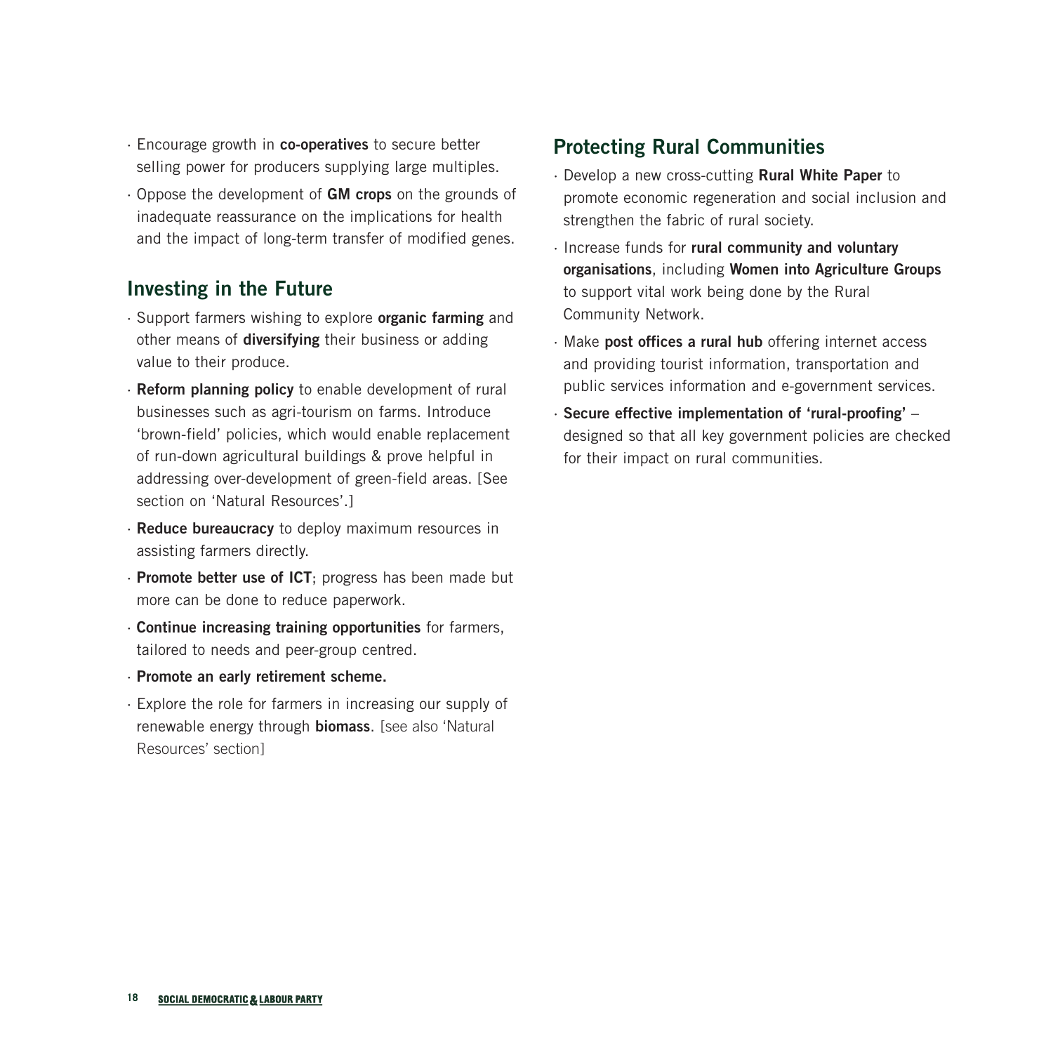- Encourage growth in **co-operatives** to secure better selling power for producers supplying large multiples.
- Oppose the development of **GM crops** on the grounds of inadequate reassurance on the implications for health and the impact of long-term transfer of modified genes.

## Investing in the Future

- Support farmers wishing to explore **organic farming** and other means of **diversifying** their business or adding value to their produce.
- **Reform planning policy** to enable development of rural businesses such as agri-tourism on farms. Introduce 'brown-field' policies, which would enable replacement of run-down agricultural buildings & prove helpful in addressing over-development of green-field areas. [See section on 'Natural Resources'.]
- **Reduce bureaucracy** to deploy maximum resources in assisting farmers directly.
- **Promote better use of ICT**; progress has been made but more can be done to reduce paperwork.
- **Continue increasing training opportunities** for farmers, tailored to needs and peer-group centred.
- **Promote an early retirement scheme.**
- Explore the role for farmers in increasing our supply of renewable energy through **biomass**. [see also 'Natural Resources' section]

## Protecting Rural Communities

- Develop a new cross-cutting **Rural White Paper** to promote economic regeneration and social inclusion and strengthen the fabric of rural society.
- Increase funds for **rural community and voluntary organisations**, including **Women into Agriculture Groups** to support vital work being done by the Rural Community Network.
- Make **post offices a rural hub** offering internet access and providing tourist information, transportation and public services information and e-government services.
- **Secure effective implementation of 'rural-proofing'** – designed so that all key government policies are checked for their impact on rural communities.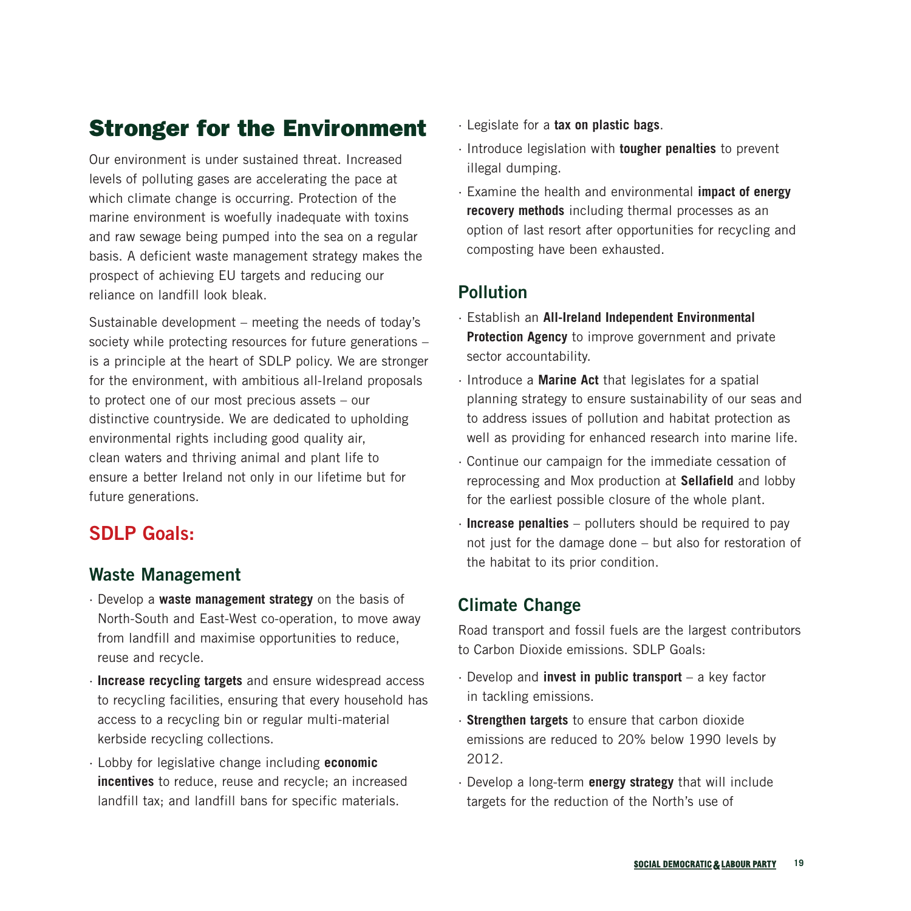# Stronger for the Environment

Our environment is under sustained threat. Increased levels of polluting gases are accelerating the pace at which climate change is occurring. Protection of the marine environment is woefully inadequate with toxins and raw sewage being pumped into the sea on a regular basis. A deficient waste management strategy makes the prospect of achieving EU targets and reducing our reliance on landfill look bleak.

Sustainable development – meeting the needs of today's society while protecting resources for future generations – is a principle at the heart of SDLP policy. We are stronger for the environment, with ambitious all-Ireland proposals to protect one of our most precious assets – our distinctive countryside. We are dedicated to upholding environmental rights including good quality air, clean waters and thriving animal and plant life to ensure a better Ireland not only in our lifetime but for future generations.

## SDLP Goals:

### Waste Management

- Develop a **waste management strategy** on the basis of North-South and East-West co-operation, to move away from landfill and maximise opportunities to reduce, reuse and recycle.
- **Increase recycling targets** and ensure widespread access to recycling facilities, ensuring that every household has access to a recycling bin or regular multi-material kerbside recycling collections.
- Lobby for legislative change including **economic incentives** to reduce, reuse and recycle; an increased landfill tax; and landfill bans for specific materials.
- Legislate for a **tax on plastic bags**.
- Introduce legislation with **tougher penalties** to prevent illegal dumping.
- Examine the health and environmental **impact of energy recovery methods** including thermal processes as an option of last resort after opportunities for recycling and composting have been exhausted.

### Pollution

- Establish an **All-Ireland Independent Environmental Protection Agency** to improve government and private sector accountability.
- Introduce a **Marine Act** that legislates for a spatial planning strategy to ensure sustainability of our seas and to address issues of pollution and habitat protection as well as providing for enhanced research into marine life.
- Continue our campaign for the immediate cessation of reprocessing and Mox production at **Sellafield** and lobby for the earliest possible closure of the whole plant.
- **Increase penalties** – polluters should be required to pay not just for the damage done – but also for restoration of the habitat to its prior condition.

### Climate Change

Road transport and fossil fuels are the largest contributors to Carbon Dioxide emissions. SDLP Goals:

- Develop and **invest in public transport** – a key factor in tackling emissions.
- **Strengthen targets** to ensure that carbon dioxide emissions are reduced to 20% below 1990 levels by 2012.
- Develop a long-term **energy strategy** that will include targets for the reduction of the North's use of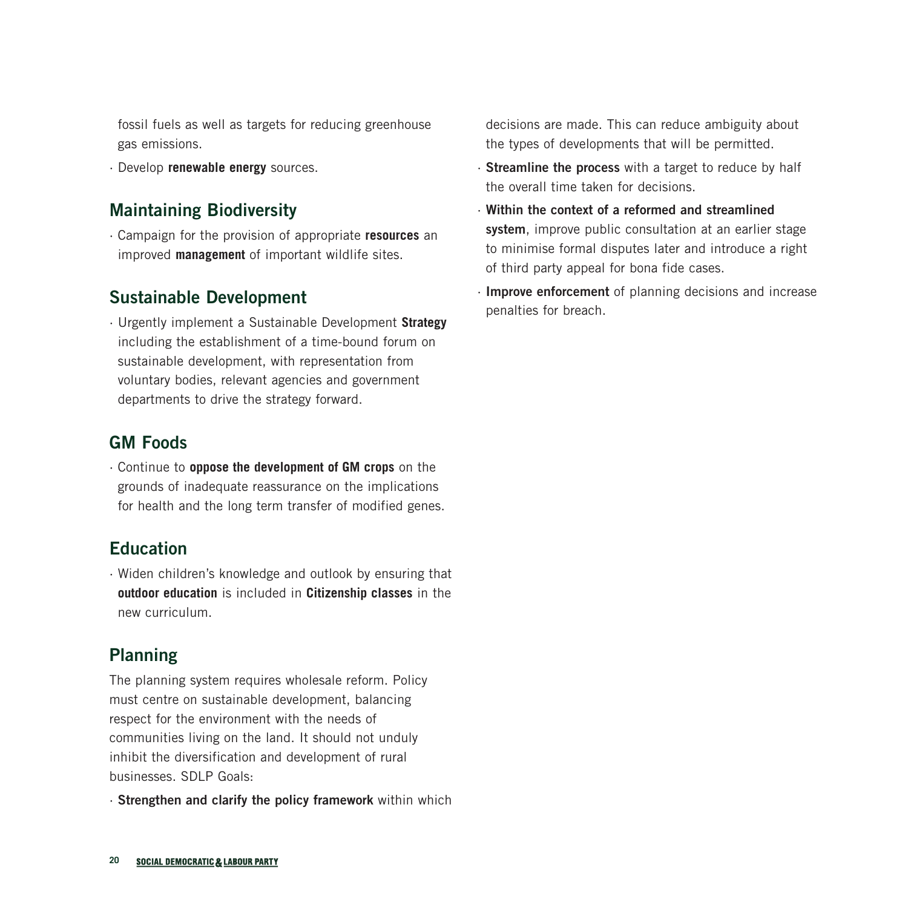fossil fuels as well as targets for reducing greenhouse gas emissions.

- Develop **renewable energy** sources.

## Maintaining Biodiversity

- Campaign for the provision of appropriate **resources** an improved **management** of important wildlife sites.

## Sustainable Development

- Urgently implement a Sustainable Development **Strategy** including the establishment of a time-bound forum on sustainable development, with representation from voluntary bodies, relevant agencies and government departments to drive the strategy forward.

## GM Foods

- Continue to **oppose the development of GM crops** on the grounds of inadequate reassurance on the implications for health and the long term transfer of modified genes.

## Education

- Widen children's knowledge and outlook by ensuring that **outdoor education** is included in **Citizenship classes** in the new curriculum.

## Planning

The planning system requires wholesale reform. Policy must centre on sustainable development, balancing respect for the environment with the needs of communities living on the land. It should not unduly inhibit the diversification and development of rural businesses. SDLP Goals:

- **Strengthen and clarify the policy framework** within which decisions are made. This can reduce ambiguity about the types of developments that will be permitted.
- **Streamline the process** with a target to reduce by half the overall time taken for decisions.
- **Within the context of a reformed and streamlined system**, improve public consultation at an earlier stage to minimise formal disputes later and introduce a right of third party appeal for bona fide cases.
- **Improve enforcement** of planning decisions and increase penalties for breach.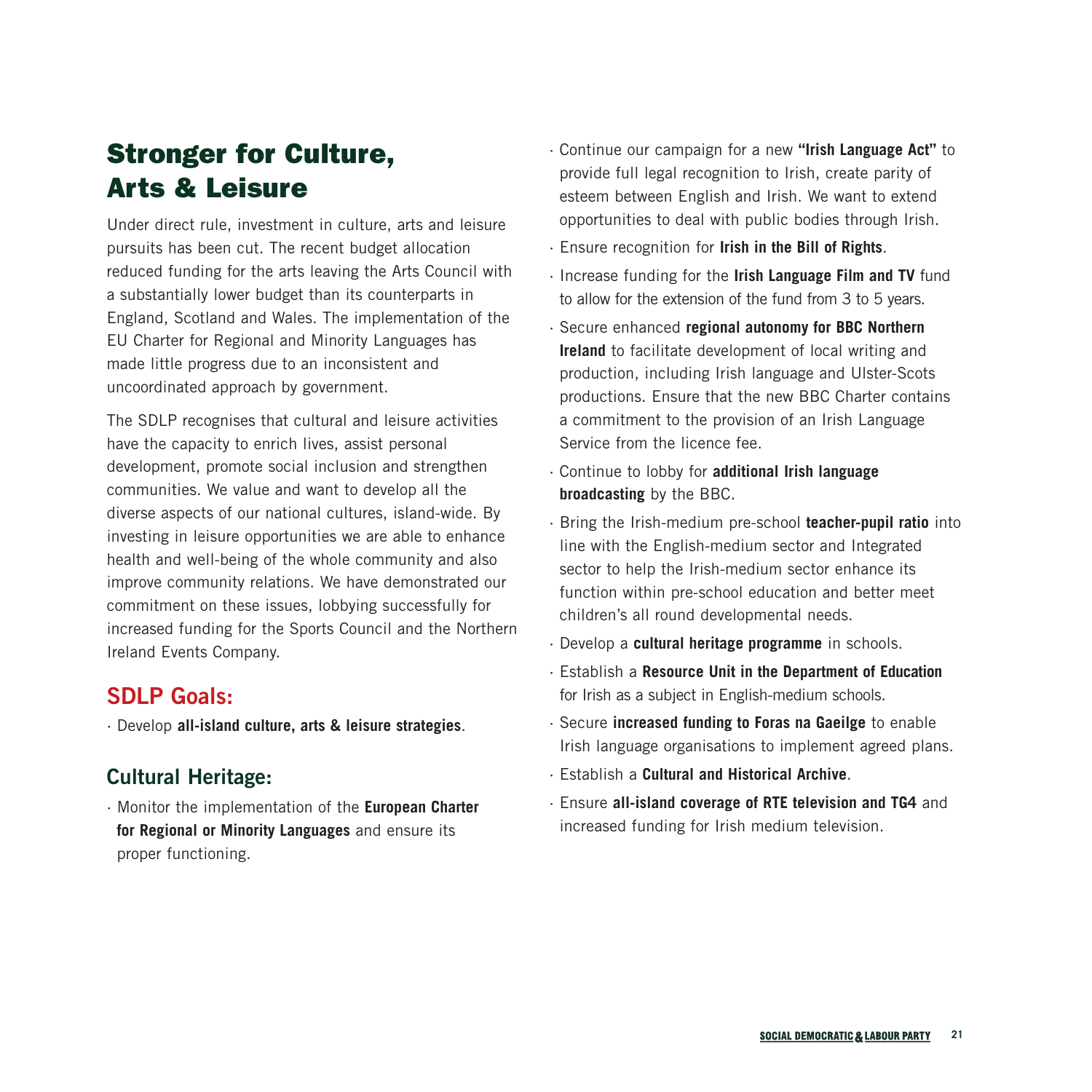# Stronger for Culture, Arts & Leisure

Under direct rule, investment in culture, arts and leisure pursuits has been cut. The recent budget allocation reduced funding for the arts leaving the Arts Council with a substantially lower budget than its counterparts in England, Scotland and Wales. The implementation of the EU Charter for Regional and Minority Languages has made little progress due to an inconsistent and uncoordinated approach by government.

The SDLP recognises that cultural and leisure activities have the capacity to enrich lives, assist personal development, promote social inclusion and strengthen communities. We value and want to develop all the diverse aspects of our national cultures, island-wide. By investing in leisure opportunities we are able to enhance health and well-being of the whole community and also improve community relations. We have demonstrated our commitment on these issues, lobbying successfully for increased funding for the Sports Council and the Northern Ireland Events Company.

## SDLP Goals:

- Develop **all-island culture, arts & leisure strategies**.

## Cultural Heritage:

- Monitor the implementation of the **European Charter for Regional or Minority Languages** and ensure its proper functioning.
- Continue our campaign for a new **"Irish Language Act"** to provide full legal recognition to Irish, create parity of esteem between English and Irish. We want to extend opportunities to deal with public bodies through Irish.
- Ensure recognition for **Irish in the Bill of Rights**.
- Increase funding for the **Irish Language Film and TV** fund to allow for the extension of the fund from 3 to 5 years.
- Secure enhanced **regional autonomy for BBC Northern Ireland** to facilitate development of local writing and production, including Irish language and Ulster-Scots productions. Ensure that the new BBC Charter contains a commitment to the provision of an Irish Language Service from the licence fee.
- Continue to lobby for **additional Irish language broadcasting** by the BBC.
- Bring the Irish-medium pre-school **teacher-pupil ratio** into line with the English-medium sector and Integrated sector to help the Irish-medium sector enhance its function within pre-school education and better meet children's all round developmental needs.
- Develop a **cultural heritage programme** in schools.
- Establish a **Resource Unit in the Department of Education** for Irish as a subject in English-medium schools.
- Secure **increased funding to Foras na Gaeilge** to enable Irish language organisations to implement agreed plans.
- Establish a **Cultural and Historical Archive**.
- Ensure **all-island coverage of RTE television and TG4** and increased funding for Irish medium television.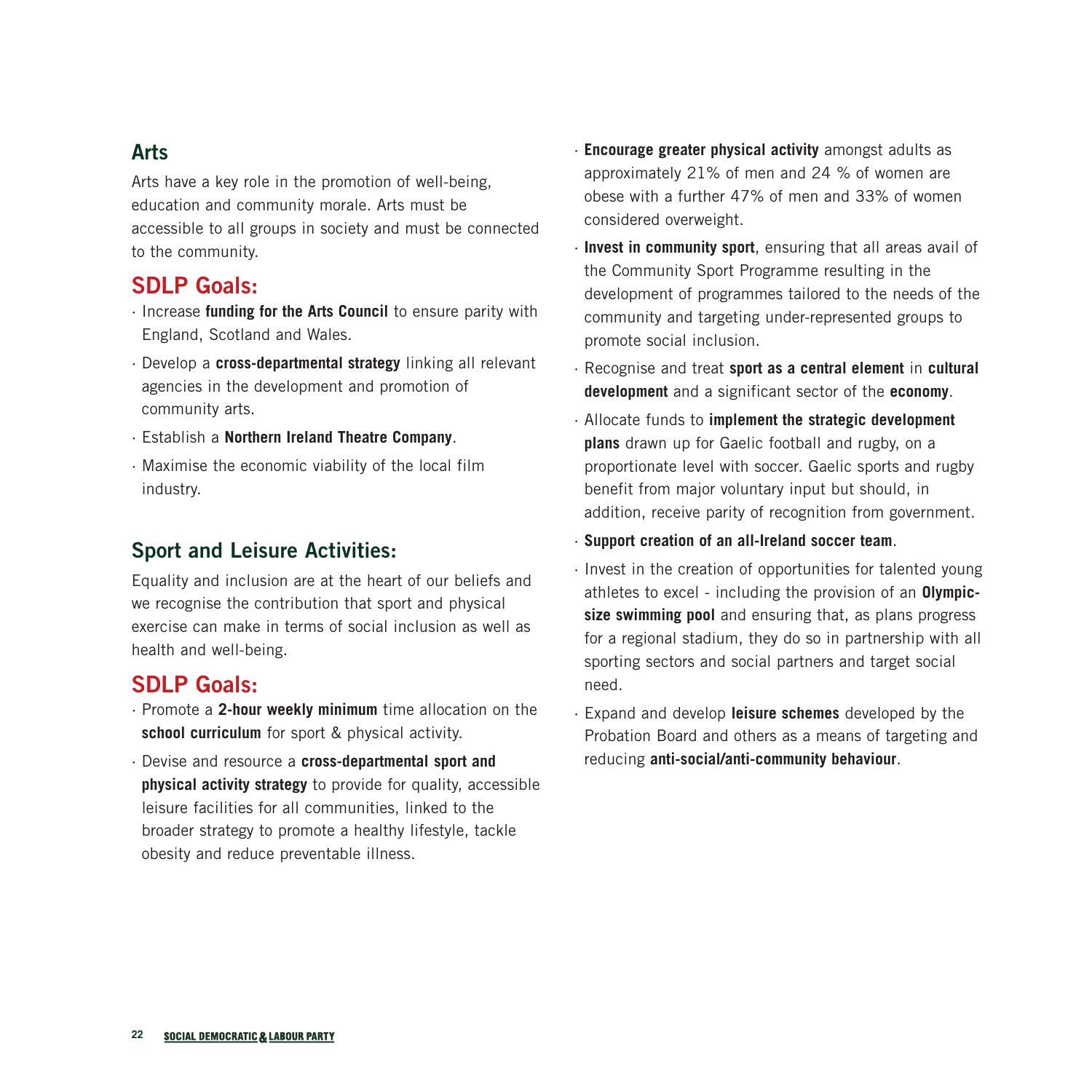## Arts

Arts have a key role in the promotion of well-being, education and community morale. Arts must be accessible to all groups in society and must be connected to the community.

### SDLP Goals:

- Increase **funding for the Arts Council** to ensure parity with England, Scotland and Wales.
- Develop a **cross-departmental strategy** linking all relevant agencies in the development and promotion of community arts.
- Establish a **Northern Ireland Theatre Company**.
- Maximise the economic viability of the local film industry.

## Sport and Leisure Activities:

Equality and inclusion are at the heart of our beliefs and we recognise the contribution that sport and physical exercise can make in terms of social inclusion as well as health and well-being.

### SDLP Goals:

- Promote a **2-hour weekly minimum** time allocation on the **school curriculum** for sport & physical activity.
- Devise and resource a **cross-departmental sport and physical activity strategy** to provide for quality, accessible leisure facilities for all communities, linked to the broader strategy to promote a healthy lifestyle, tackle obesity and reduce preventable illness.
- **Encourage greater physical activity** amongst adults as approximately 21% of men and 24 % of women are obese with a further 47% of men and 33% of women considered overweight.
- **Invest in community sport**, ensuring that all areas avail of the Community Sport Programme resulting in the development of programmes tailored to the needs of the community and targeting under-represented groups to promote social inclusion.
- Recognise and treat **sport as a central element** in **cultural development** and a significant sector of the **economy**.
- Allocate funds to **implement the strategic development plans** drawn up for Gaelic football and rugby, on a proportionate level with soccer. Gaelic sports and rugby benefit from major voluntary input but should, in addition, receive parity of recognition from government.
- **Support creation of an all-Ireland soccer team**.
- Invest in the creation of opportunities for talented young athletes to excel - including the provision of an **Olympic-size swimming pool** and ensuring that, as plans progress for a regional stadium, they do so in partnership with all sporting sectors and social partners and target social need.
- Expand and develop **leisure schemes** developed by the Probation Board and others as a means of targeting and reducing **anti-social/anti-community behaviour**.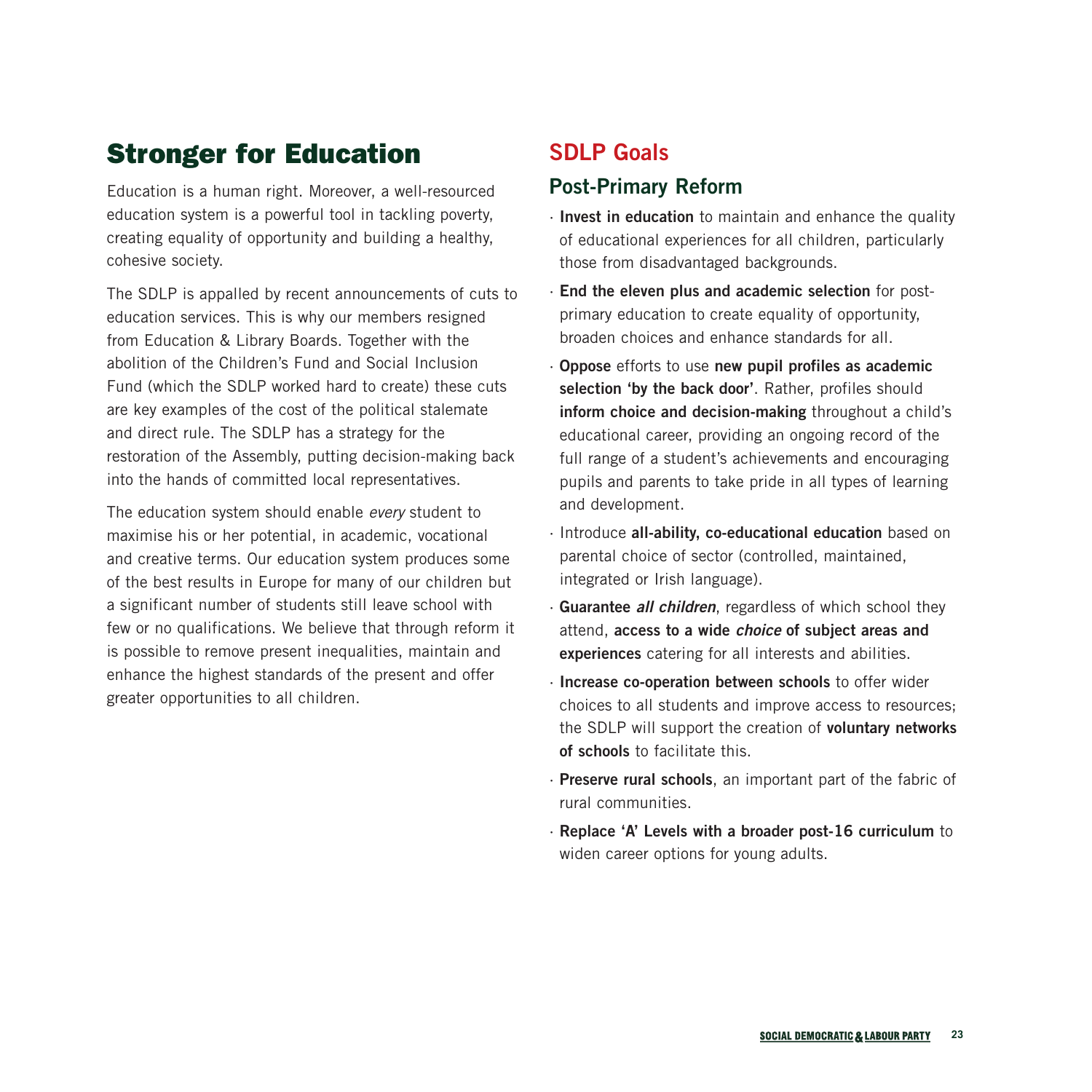# Stronger for Education

Education is a human right. Moreover, a well-resourced education system is a powerful tool in tackling poverty, creating equality of opportunity and building a healthy, cohesive society.

The SDLP is appalled by recent announcements of cuts to education services. This is why our members resigned from Education & Library Boards. Together with the abolition of the Children's Fund and Social Inclusion Fund (which the SDLP worked hard to create) these cuts are key examples of the cost of the political stalemate and direct rule. The SDLP has a strategy for the restoration of the Assembly, putting decision-making back into the hands of committed local representatives.

The education system should enable *every* student to maximise his or her potential, in academic, vocational and creative terms. Our education system produces some of the best results in Europe for many of our children but a significant number of students still leave school with few or no qualifications. We believe that through reform it is possible to remove present inequalities, maintain and enhance the highest standards of the present and offer greater opportunities to all children.

## SDLP Goals

### Post-Primary Reform

- **Invest in education** to maintain and enhance the quality of educational experiences for all children, particularly those from disadvantaged backgrounds.
- **End the eleven plus and academic selection** for post-primary education to create equality of opportunity, broaden choices and enhance standards for all.
- **Oppose** efforts to use **new pupil profiles as academic selection 'by the back door'**. Rather, profiles should **inform choice and decision-making** throughout a child's educational career, providing an ongoing record of the full range of a student's achievements and encouraging pupils and parents to take pride in all types of learning and development.
- Introduce **all-ability, co-educational education** based on parental choice of sector (controlled, maintained, integrated or Irish language).
- **Guarantee *all children***, regardless of which school they attend, **access to a wide *choice* of subject areas and experiences** catering for all interests and abilities.
- **Increase co-operation between schools** to offer wider choices to all students and improve access to resources; the SDLP will support the creation of **voluntary networks of schools** to facilitate this.
- **Preserve rural schools**, an important part of the fabric of rural communities.
- **Replace 'A' Levels with a broader post-16 curriculum** to widen career options for young adults.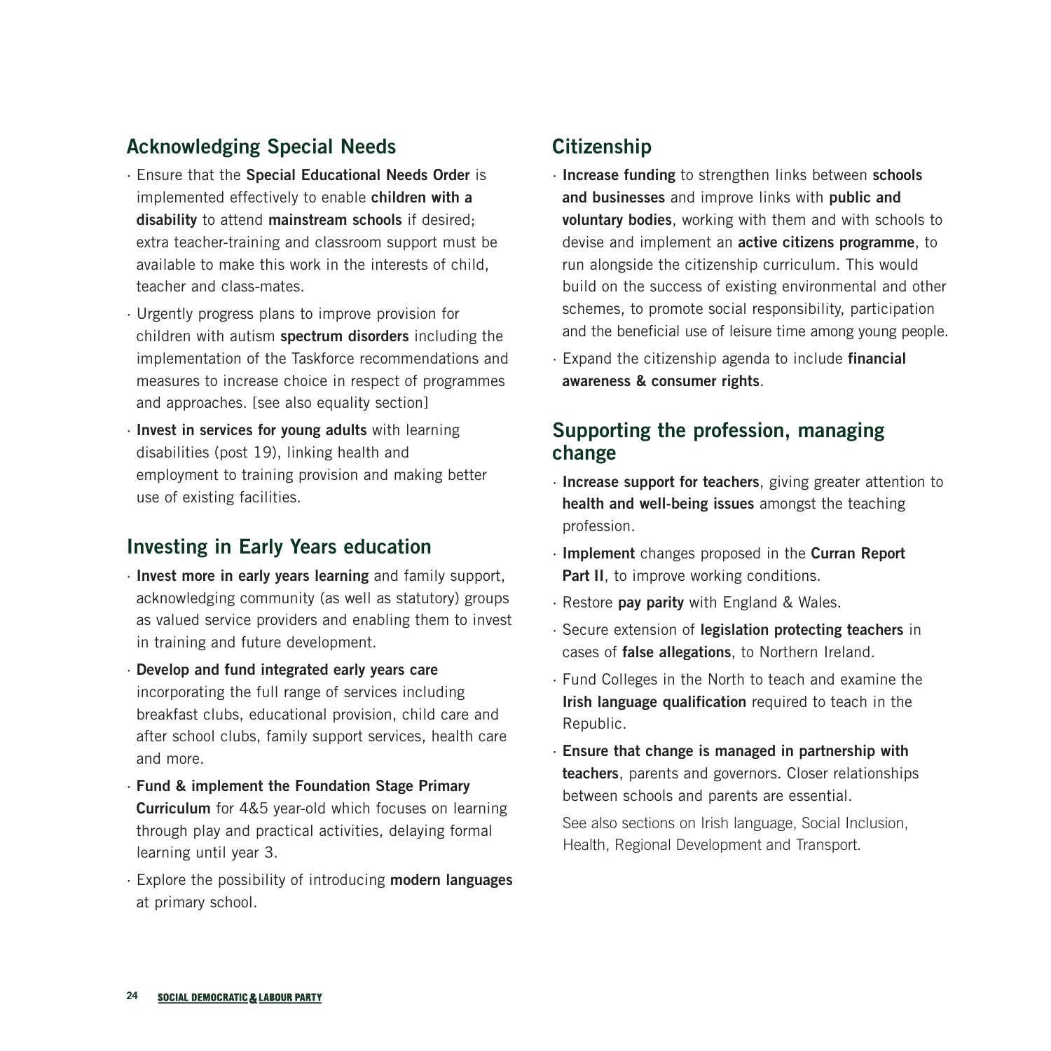## Acknowledging Special Needs

- Ensure that the **Special Educational Needs Order** is implemented effectively to enable **children with a disability** to attend **mainstream schools** if desired; extra teacher-training and classroom support must be available to make this work in the interests of child, teacher and class-mates.
- Urgently progress plans to improve provision for children with autism **spectrum disorders** including the implementation of the Taskforce recommendations and measures to increase choice in respect of programmes and approaches. [see also equality section]
- **Invest in services for young adults** with learning disabilities (post 19), linking health and employment to training provision and making better use of existing facilities.

## Investing in Early Years education

- **Invest more in early years learning** and family support, acknowledging community (as well as statutory) groups as valued service providers and enabling them to invest in training and future development.
- **Develop and fund integrated early years care** incorporating the full range of services including breakfast clubs, educational provision, child care and after school clubs, family support services, health care and more.
- **Fund & implement the Foundation Stage Primary Curriculum** for 4&5 year-old which focuses on learning through play and practical activities, delaying formal learning until year 3.
- Explore the possibility of introducing **modern languages** at primary school.

## Citizenship

- **Increase funding** to strengthen links between **schools and businesses** and improve links with **public and voluntary bodies**, working with them and with schools to devise and implement an **active citizens programme**, to run alongside the citizenship curriculum. This would build on the success of existing environmental and other schemes, to promote social responsibility, participation and the beneficial use of leisure time among young people.
- Expand the citizenship agenda to include **financial awareness & consumer rights**.

## Supporting the profession, managing change

- **Increase support for teachers**, giving greater attention to **health and well-being issues** amongst the teaching profession.
- **Implement** changes proposed in the **Curran Report Part II**, to improve working conditions.
- Restore **pay parity** with England & Wales.
- Secure extension of **legislation protecting teachers** in cases of **false allegations**, to Northern Ireland.
- Fund Colleges in the North to teach and examine the **Irish language qualification** required to teach in the Republic.
- **Ensure that change is managed in partnership with teachers**, parents and governors. Closer relationships between schools and parents are essential.

See also sections on Irish language, Social Inclusion, Health, Regional Development and Transport.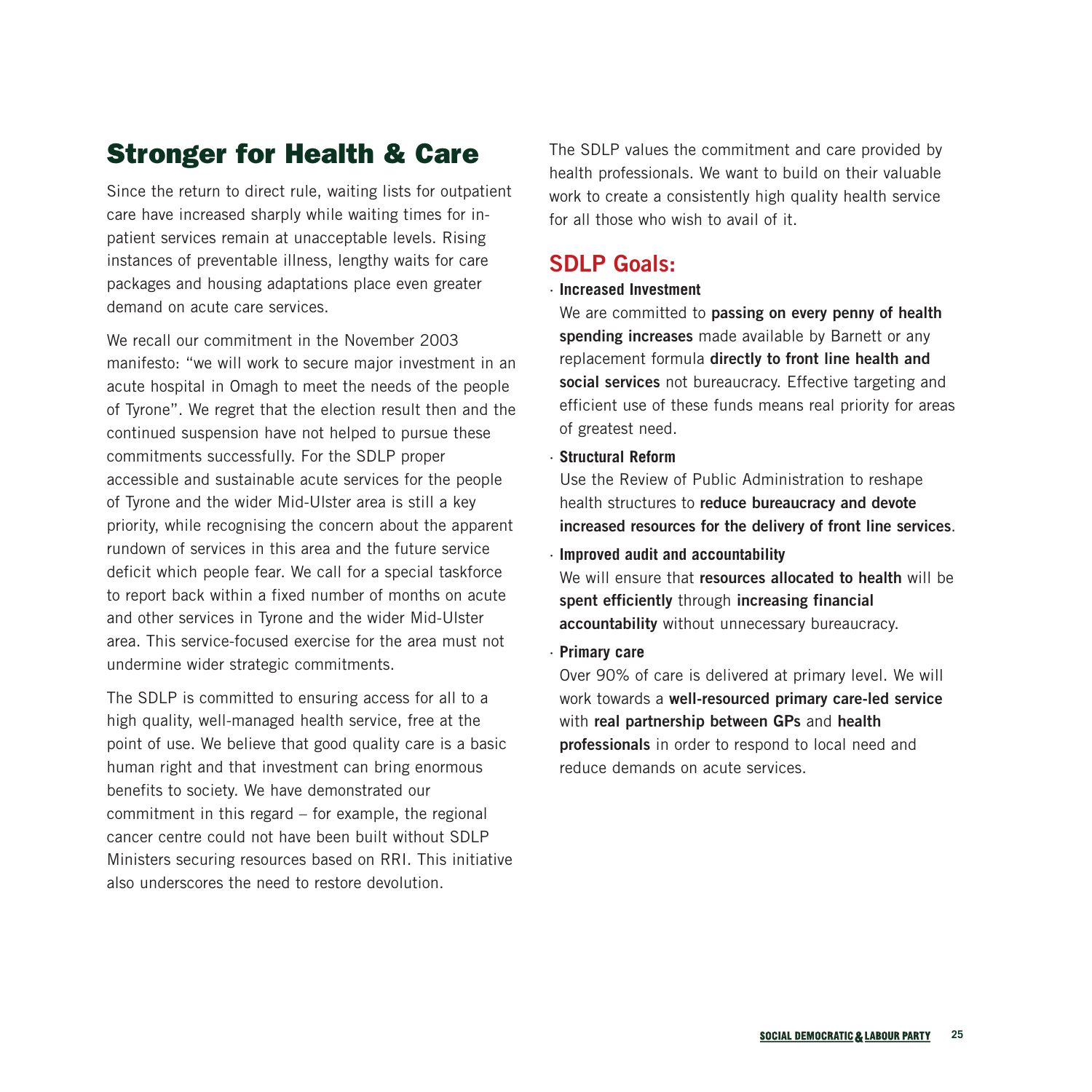## Stronger for Health & Care

Since the return to direct rule, waiting lists for outpatient care have increased sharply while waiting times for in-patient services remain at unacceptable levels. Rising instances of preventable illness, lengthy waits for care packages and housing adaptations place even greater demand on acute care services.

We recall our commitment in the November 2003 manifesto: "we will work to secure major investment in an acute hospital in Omagh to meet the needs of the people of Tyrone". We regret that the election result then and the continued suspension have not helped to pursue these commitments successfully. For the SDLP proper accessible and sustainable acute services for the people of Tyrone and the wider Mid-Ulster area is still a key priority, while recognising the concern about the apparent rundown of services in this area and the future service deficit which people fear. We call for a special taskforce to report back within a fixed number of months on acute and other services in Tyrone and the wider Mid-Ulster area. This service-focused exercise for the area must not undermine wider strategic commitments.

The SDLP is committed to ensuring access for all to a high quality, well-managed health service, free at the point of use. We believe that good quality care is a basic human right and that investment can bring enormous benefits to society. We have demonstrated our commitment in this regard – for example, the regional cancer centre could not have been built without SDLP Ministers securing resources based on RRI. This initiative also underscores the need to restore devolution.

The SDLP values the commitment and care provided by health professionals. We want to build on their valuable work to create a consistently high quality health service for all those who wish to avail of it.

### SDLP Goals:

- **Increased Investment**
  We are committed to **passing on every penny of health spending increases** made available by Barnett or any replacement formula **directly to front line health and social services** not bureaucracy. Effective targeting and efficient use of these funds means real priority for areas of greatest need.
- **Structural Reform**
  Use the Review of Public Administration to reshape health structures to **reduce bureaucracy and devote increased resources for the delivery of front line services**.
- **Improved audit and accountability**
  We will ensure that **resources allocated to health** will be **spent efficiently** through **increasing financial accountability** without unnecessary bureaucracy.
- **Primary care**
  Over 90% of care is delivered at primary level. We will work towards a **well-resourced primary care-led service** with **real partnership between GPs** and **health professionals** in order to respond to local need and reduce demands on acute services.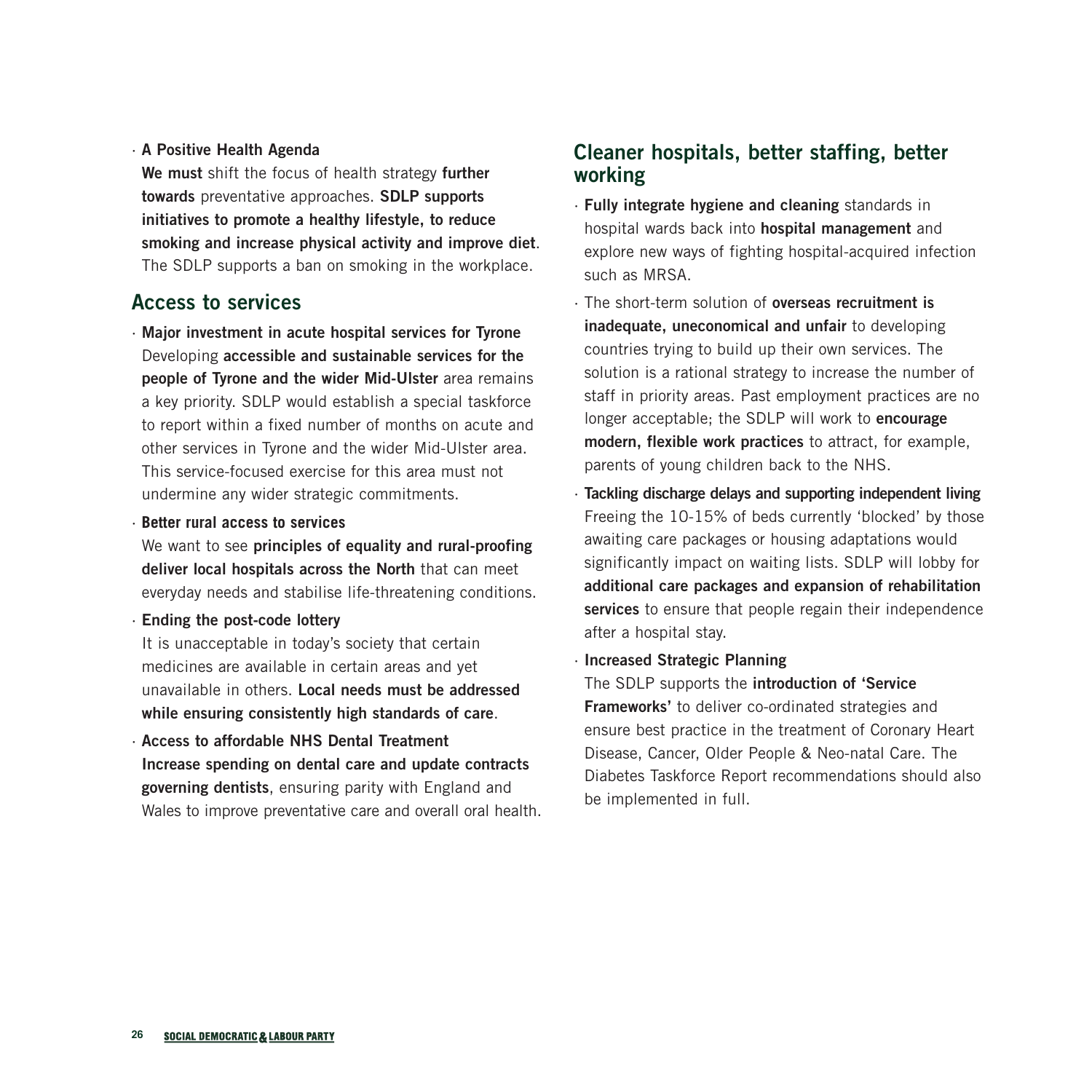- **A Positive Health Agenda**
  **We must** shift the focus of health strategy **further towards** preventative approaches. **SDLP supports initiatives to promote a healthy lifestyle, to reduce smoking and increase physical activity and improve diet**. The SDLP supports a ban on smoking in the workplace.

## Access to services

- **Major investment in acute hospital services for Tyrone**
  Developing **accessible and sustainable services for the people of Tyrone and the wider Mid-Ulster** area remains a key priority. SDLP would establish a special taskforce to report within a fixed number of months on acute and other services in Tyrone and the wider Mid-Ulster area. This service-focused exercise for this area must not undermine any wider strategic commitments.
- **Better rural access to services**
  We want to see **principles of equality and rural-proofing deliver local hospitals across the North** that can meet everyday needs and stabilise life-threatening conditions.
- **Ending the post-code lottery**
  It is unacceptable in today's society that certain medicines are available in certain areas and yet unavailable in others. **Local needs must be addressed while ensuring consistently high standards of care**.
- **Access to affordable NHS Dental Treatment**
  **Increase spending on dental care and update contracts governing dentists**, ensuring parity with England and Wales to improve preventative care and overall oral health.

## Cleaner hospitals, better staffing, better working

- **Fully integrate hygiene and cleaning** standards in hospital wards back into **hospital management** and explore new ways of fighting hospital-acquired infection such as MRSA.
- The short-term solution of **overseas recruitment is inadequate, uneconomical and unfair** to developing countries trying to build up their own services. The solution is a rational strategy to increase the number of staff in priority areas. Past employment practices are no longer acceptable; the SDLP will work to **encourage modern, flexible work practices** to attract, for example, parents of young children back to the NHS.
- **Tackling discharge delays and supporting independent living**
  Freeing the 10-15% of beds currently 'blocked' by those awaiting care packages or housing adaptations would significantly impact on waiting lists. SDLP will lobby for **additional care packages and expansion of rehabilitation services** to ensure that people regain their independence after a hospital stay.
- **Increased Strategic Planning**
  The SDLP supports the **introduction of 'Service Frameworks'** to deliver co-ordinated strategies and ensure best practice in the treatment of Coronary Heart Disease, Cancer, Older People & Neo-natal Care. The Diabetes Taskforce Report recommendations should also be implemented in full.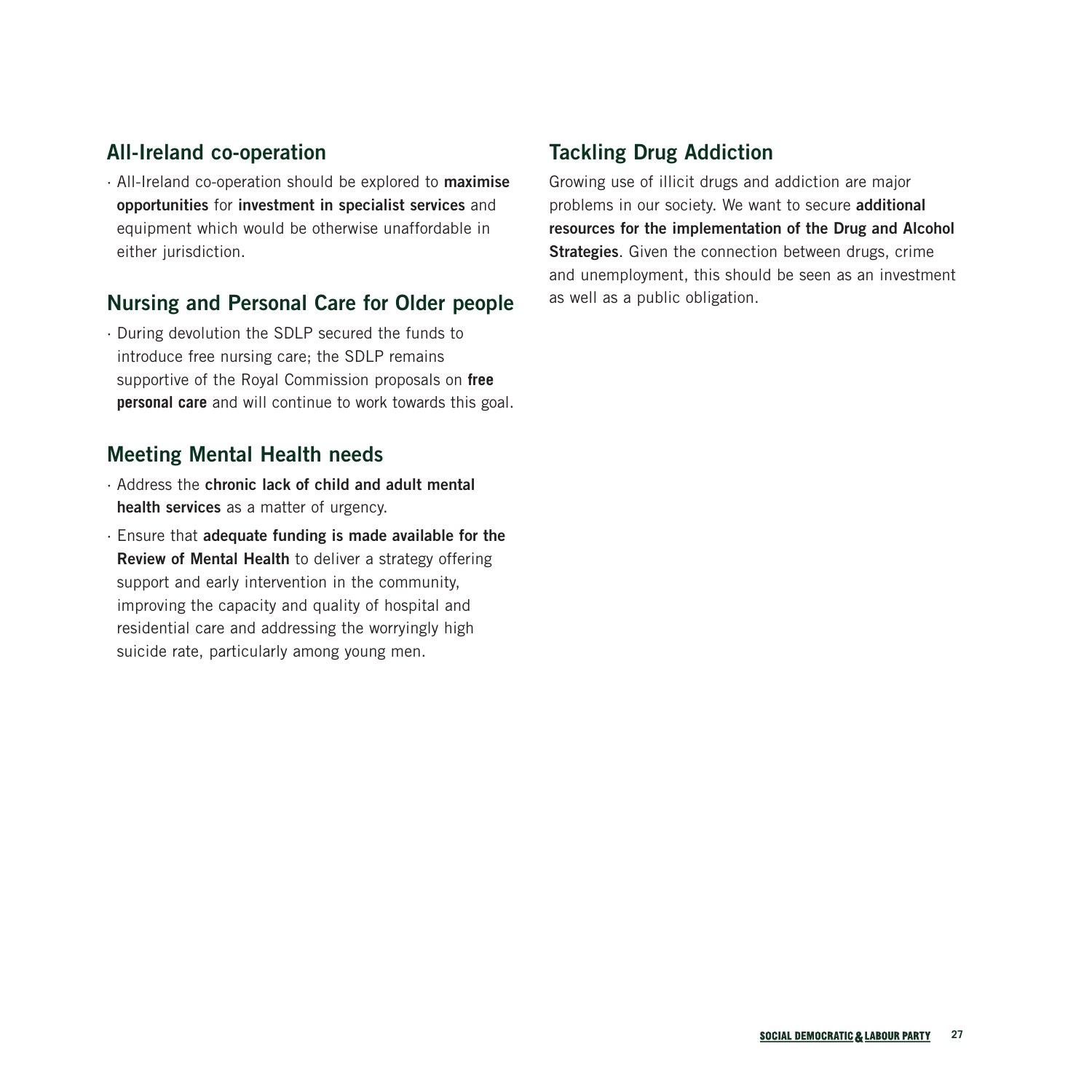## All-Ireland co-operation

- All-Ireland co-operation should be explored to **maximise opportunities** for **investment in specialist services** and equipment which would be otherwise unaffordable in either jurisdiction.

## Nursing and Personal Care for Older people

- During devolution the SDLP secured the funds to introduce free nursing care; the SDLP remains supportive of the Royal Commission proposals on **free personal care** and will continue to work towards this goal.

## Meeting Mental Health needs

- Address the **chronic lack of child and adult mental health services** as a matter of urgency.
- Ensure that **adequate funding is made available for the Review of Mental Health** to deliver a strategy offering support and early intervention in the community, improving the capacity and quality of hospital and residential care and addressing the worryingly high suicide rate, particularly among young men.

## Tackling Drug Addiction

Growing use of illicit drugs and addiction are major problems in our society. We want to secure **additional resources for the implementation of the Drug and Alcohol Strategies**. Given the connection between drugs, crime and unemployment, this should be seen as an investment as well as a public obligation.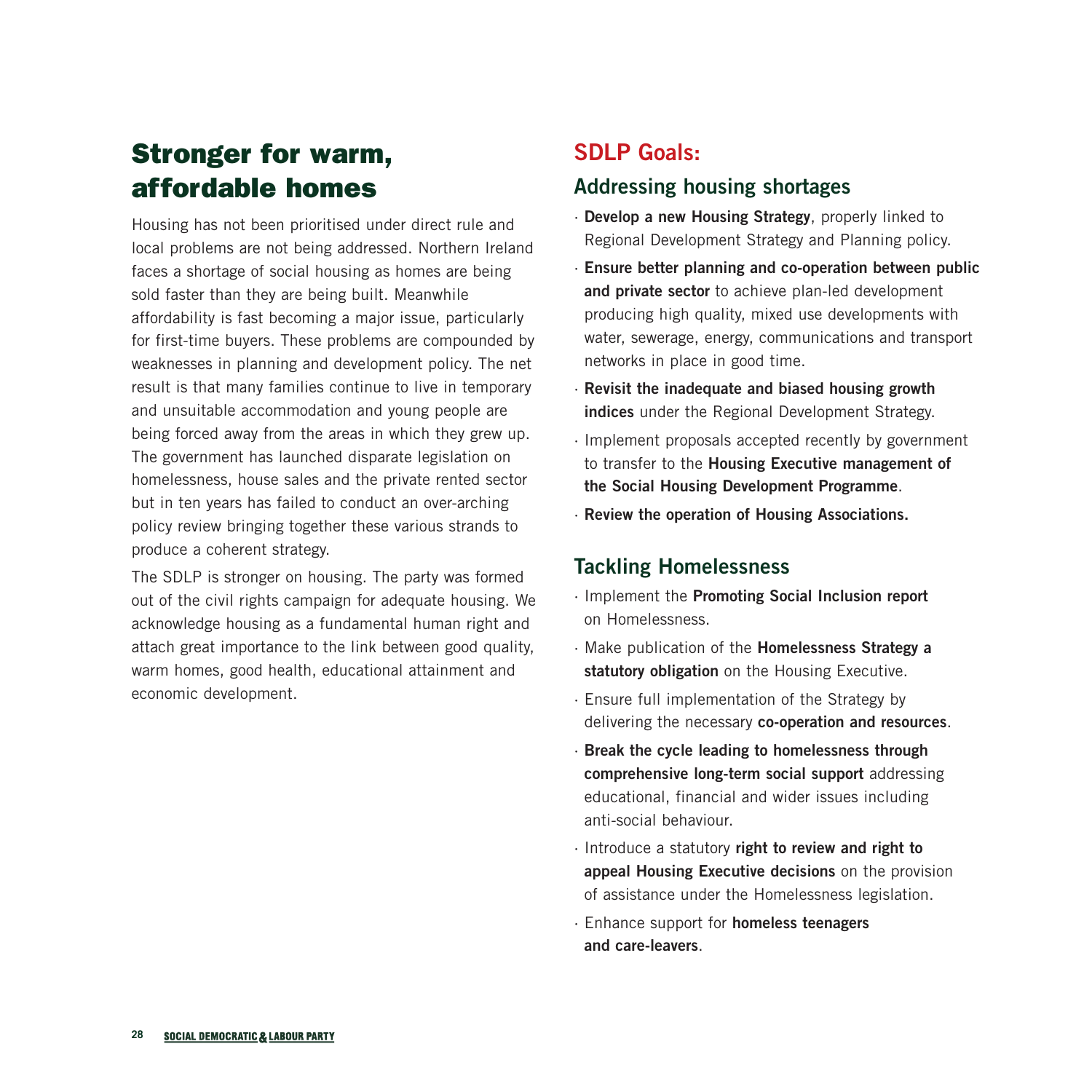# Stronger for warm, affordable homes

Housing has not been prioritised under direct rule and local problems are not being addressed. Northern Ireland faces a shortage of social housing as homes are being sold faster than they are being built. Meanwhile affordability is fast becoming a major issue, particularly for first-time buyers. These problems are compounded by weaknesses in planning and development policy. The net result is that many families continue to live in temporary and unsuitable accommodation and young people are being forced away from the areas in which they grew up. The government has launched disparate legislation on homelessness, house sales and the private rented sector but in ten years has failed to conduct an over-arching policy review bringing together these various strands to produce a coherent strategy.

The SDLP is stronger on housing. The party was formed out of the civil rights campaign for adequate housing. We acknowledge housing as a fundamental human right and attach great importance to the link between good quality, warm homes, good health, educational attainment and economic development.

## SDLP Goals:

### Addressing housing shortages

- **Develop a new Housing Strategy**, properly linked to Regional Development Strategy and Planning policy.
- **Ensure better planning and co-operation between public and private sector** to achieve plan-led development producing high quality, mixed use developments with water, sewerage, energy, communications and transport networks in place in good time.
- **Revisit the inadequate and biased housing growth indices** under the Regional Development Strategy.
- Implement proposals accepted recently by government to transfer to the **Housing Executive management of the Social Housing Development Programme**.
- **Review the operation of Housing Associations.**

### Tackling Homelessness

- Implement the **Promoting Social Inclusion report** on Homelessness.
- Make publication of the **Homelessness Strategy a statutory obligation** on the Housing Executive.
- Ensure full implementation of the Strategy by delivering the necessary **co-operation and resources**.
- **Break the cycle leading to homelessness through comprehensive long-term social support** addressing educational, financial and wider issues including anti-social behaviour.
- Introduce a statutory **right to review and right to appeal Housing Executive decisions** on the provision of assistance under the Homelessness legislation.
- Enhance support for **homeless teenagers and care-leavers**.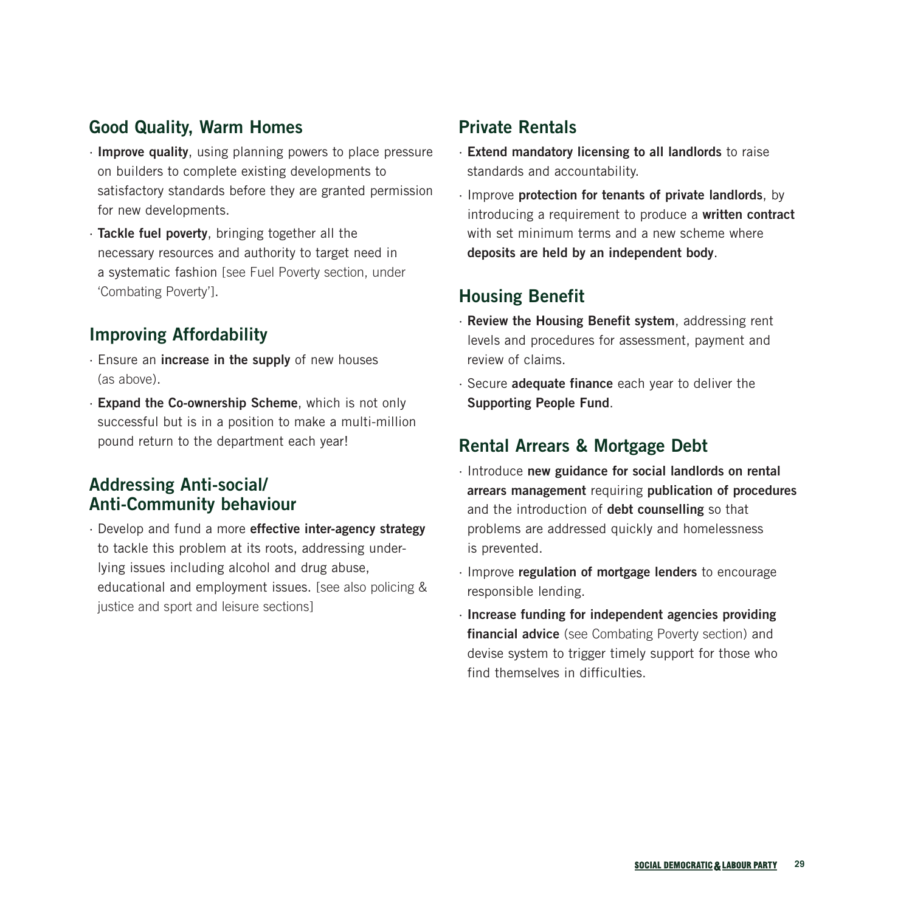## Good Quality, Warm Homes

- **Improve quality**, using planning powers to place pressure on builders to complete existing developments to satisfactory standards before they are granted permission for new developments.
- **Tackle fuel poverty**, bringing together all the necessary resources and authority to target need in a systematic fashion [see Fuel Poverty section, under 'Combating Poverty'].

## Improving Affordability

- Ensure an **increase in the supply** of new houses (as above).
- **Expand the Co-ownership Scheme**, which is not only successful but is in a position to make a multi-million pound return to the department each year!

## Addressing Anti-social/ Anti-Community behaviour

- Develop and fund a more **effective inter-agency strategy** to tackle this problem at its roots, addressing underlying issues including alcohol and drug abuse, educational and employment issues. [see also policing & justice and sport and leisure sections]

## Private Rentals

- **Extend mandatory licensing to all landlords** to raise standards and accountability.
- Improve **protection for tenants of private landlords**, by introducing a requirement to produce a **written contract** with set minimum terms and a new scheme where **deposits are held by an independent body**.

## Housing Benefit

- **Review the Housing Benefit system**, addressing rent levels and procedures for assessment, payment and review of claims.
- Secure **adequate finance** each year to deliver the **Supporting People Fund**.

## Rental Arrears & Mortgage Debt

- Introduce **new guidance for social landlords on rental arrears management** requiring **publication of procedures** and the introduction of **debt counselling** so that problems are addressed quickly and homelessness is prevented.
- Improve **regulation of mortgage lenders** to encourage responsible lending.
- **Increase funding for independent agencies providing financial advice** (see Combating Poverty section) and devise system to trigger timely support for those who find themselves in difficulties.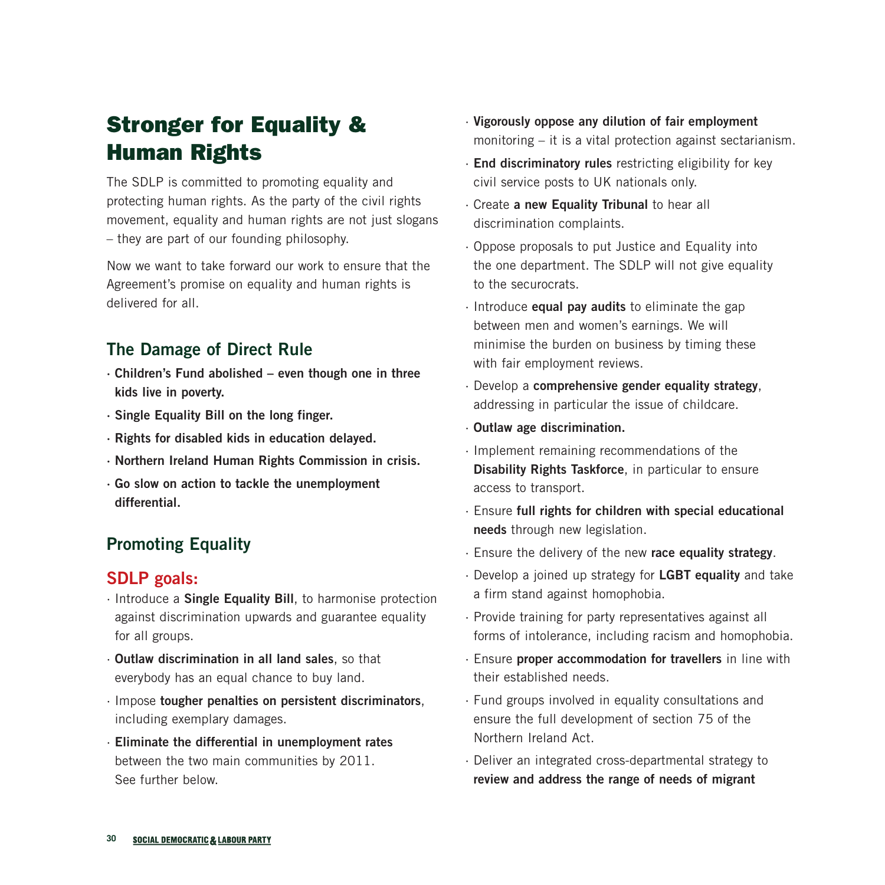# Stronger for Equality & Human Rights

The SDLP is committed to promoting equality and protecting human rights. As the party of the civil rights movement, equality and human rights are not just slogans – they are part of our founding philosophy.

Now we want to take forward our work to ensure that the Agreement's promise on equality and human rights is delivered for all.

## The Damage of Direct Rule

- **Children's Fund abolished – even though one in three kids live in poverty.**
- **Single Equality Bill on the long finger.**
- **Rights for disabled kids in education delayed.**
- **Northern Ireland Human Rights Commission in crisis.**
- **Go slow on action to tackle the unemployment differential.**

## Promoting Equality

### SDLP goals:

- Introduce a **Single Equality Bill**, to harmonise protection against discrimination upwards and guarantee equality for all groups.
- **Outlaw discrimination in all land sales**, so that everybody has an equal chance to buy land.
- Impose **tougher penalties on persistent discriminators**, including exemplary damages.
- **Eliminate the differential in unemployment rates** between the two main communities by 2011. See further below.
- **Vigorously oppose any dilution of fair employment** monitoring – it is a vital protection against sectarianism.
- **End discriminatory rules** restricting eligibility for key civil service posts to UK nationals only.
- Create **a new Equality Tribunal** to hear all discrimination complaints.
- Oppose proposals to put Justice and Equality into the one department. The SDLP will not give equality to the securocrats.
- Introduce **equal pay audits** to eliminate the gap between men and women's earnings. We will minimise the burden on business by timing these with fair employment reviews.
- Develop a **comprehensive gender equality strategy**, addressing in particular the issue of childcare.
- **Outlaw age discrimination.**
- Implement remaining recommendations of the **Disability Rights Taskforce**, in particular to ensure access to transport.
- Ensure **full rights for children with special educational needs** through new legislation.
- Ensure the delivery of the new **race equality strategy**.
- Develop a joined up strategy for **LGBT equality** and take a firm stand against homophobia.
- Provide training for party representatives against all forms of intolerance, including racism and homophobia.
- Ensure **proper accommodation for travellers** in line with their established needs.
- Fund groups involved in equality consultations and ensure the full development of section 75 of the Northern Ireland Act.
- Deliver an integrated cross-departmental strategy to **review and address the range of needs of migrant**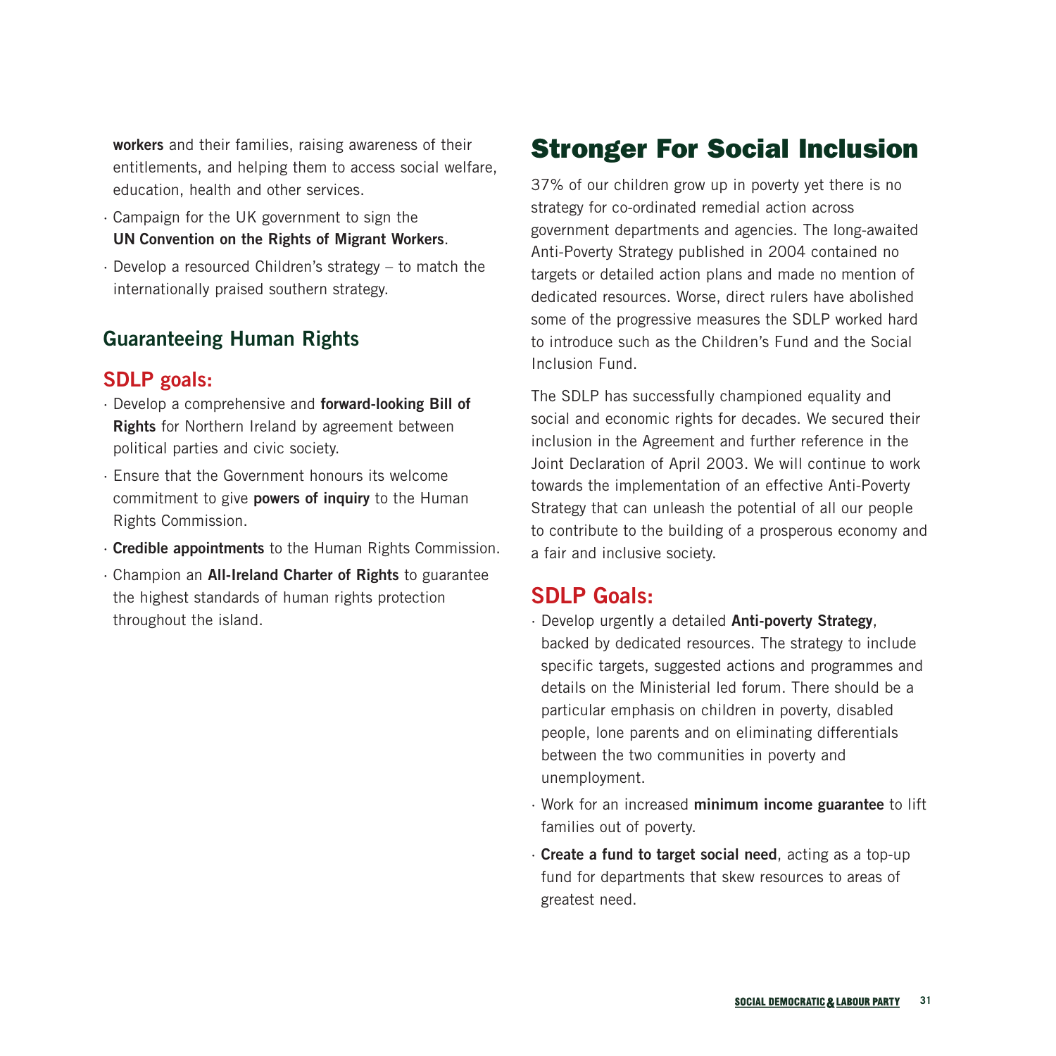**workers** and their families, raising awareness of their entitlements, and helping them to access social welfare, education, health and other services.

- Campaign for the UK government to sign the **UN Convention on the Rights of Migrant Workers**.
- Develop a resourced Children's strategy – to match the internationally praised southern strategy.

### Guaranteeing Human Rights

#### SDLP goals:

- Develop a comprehensive and **forward-looking Bill of Rights** for Northern Ireland by agreement between political parties and civic society.
- Ensure that the Government honours its welcome commitment to give **powers of inquiry** to the Human Rights Commission.
- **Credible appointments** to the Human Rights Commission.
- Champion an **All-Ireland Charter of Rights** to guarantee the highest standards of human rights protection throughout the island.

## Stronger For Social Inclusion

37% of our children grow up in poverty yet there is no strategy for co-ordinated remedial action across government departments and agencies. The long-awaited Anti-Poverty Strategy published in 2004 contained no targets or detailed action plans and made no mention of dedicated resources. Worse, direct rulers have abolished some of the progressive measures the SDLP worked hard to introduce such as the Children's Fund and the Social Inclusion Fund.

The SDLP has successfully championed equality and social and economic rights for decades. We secured their inclusion in the Agreement and further reference in the Joint Declaration of April 2003. We will continue to work towards the implementation of an effective Anti-Poverty Strategy that can unleash the potential of all our people to contribute to the building of a prosperous economy and a fair and inclusive society.

#### SDLP Goals:

- Develop urgently a detailed **Anti-poverty Strategy**, backed by dedicated resources. The strategy to include specific targets, suggested actions and programmes and details on the Ministerial led forum. There should be a particular emphasis on children in poverty, disabled people, lone parents and on eliminating differentials between the two communities in poverty and unemployment.
- Work for an increased **minimum income guarantee** to lift families out of poverty.
- **Create a fund to target social need**, acting as a top-up fund for departments that skew resources to areas of greatest need.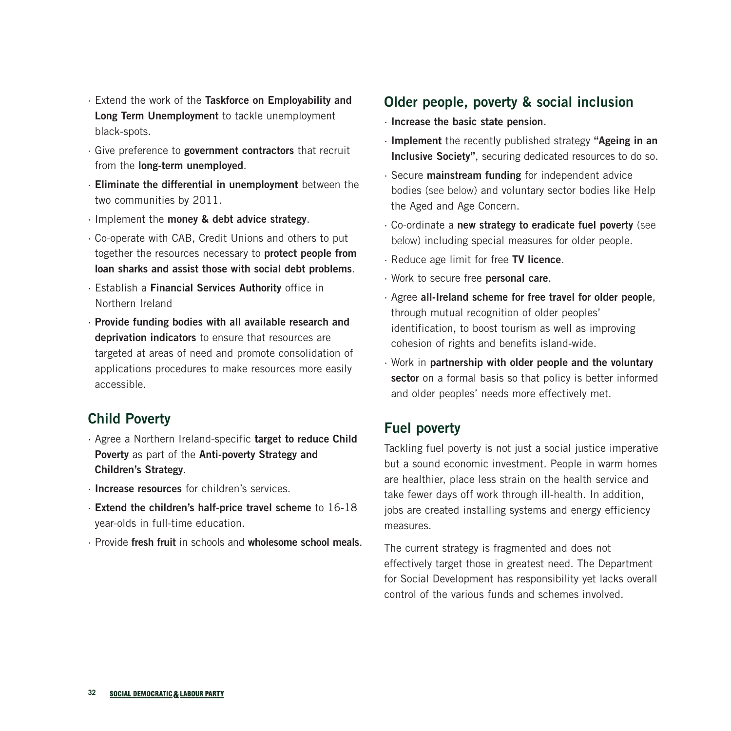- Extend the work of the **Taskforce on Employability and Long Term Unemployment** to tackle unemployment black-spots.
- Give preference to **government contractors** that recruit from the **long-term unemployed**.
- **Eliminate the differential in unemployment** between the two communities by 2011.
- Implement the **money & debt advice strategy**.
- Co-operate with CAB, Credit Unions and others to put together the resources necessary to **protect people from loan sharks and assist those with social debt problems**.
- Establish a **Financial Services Authority** office in Northern Ireland
- **Provide funding bodies with all available research and deprivation indicators** to ensure that resources are targeted at areas of need and promote consolidation of applications procedures to make resources more easily accessible.

## Child Poverty

- Agree a Northern Ireland-specific **target to reduce Child Poverty** as part of the **Anti-poverty Strategy and Children's Strategy**.
- **Increase resources** for children's services.
- **Extend the children's half-price travel scheme** to 16-18 year-olds in full-time education.
- Provide **fresh fruit** in schools and **wholesome school meals**.

## Older people, poverty & social inclusion

- **Increase the basic state pension.**
- **Implement** the recently published strategy **"Ageing in an Inclusive Society"**, securing dedicated resources to do so.
- Secure **mainstream funding** for independent advice bodies (see below) and voluntary sector bodies like Help the Aged and Age Concern.
- Co-ordinate a **new strategy to eradicate fuel poverty** (see below) including special measures for older people.
- Reduce age limit for free **TV licence**.
- Work to secure free **personal care**.
- Agree **all-Ireland scheme for free travel for older people**, through mutual recognition of older peoples' identification, to boost tourism as well as improving cohesion of rights and benefits island-wide.
- Work in **partnership with older people and the voluntary sector** on a formal basis so that policy is better informed and older peoples' needs more effectively met.

## Fuel poverty

Tackling fuel poverty is not just a social justice imperative but a sound economic investment. People in warm homes are healthier, place less strain on the health service and take fewer days off work through ill-health. In addition, jobs are created installing systems and energy efficiency measures.

The current strategy is fragmented and does not effectively target those in greatest need. The Department for Social Development has responsibility yet lacks overall control of the various funds and schemes involved.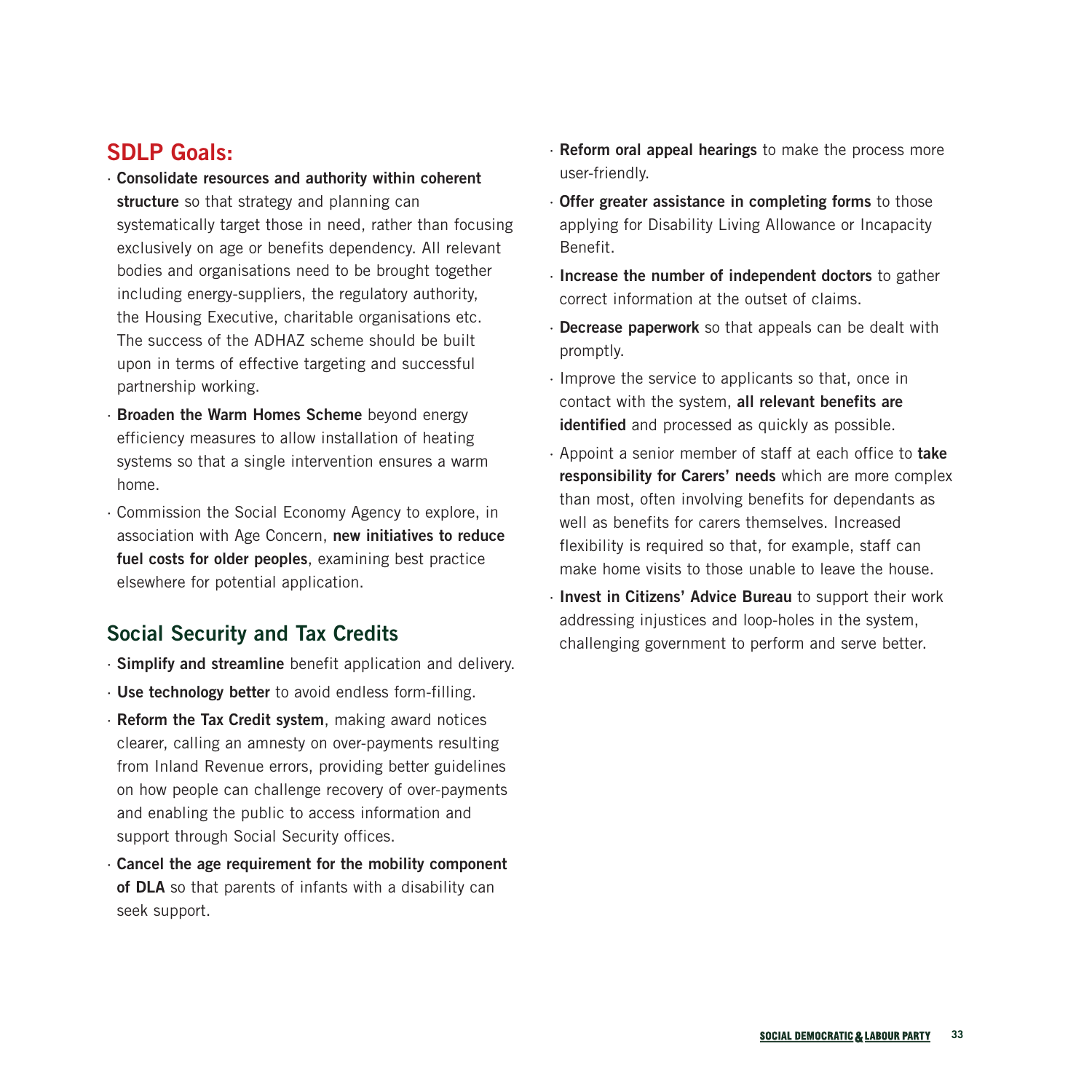## SDLP Goals:

- **Consolidate resources and authority within coherent structure** so that strategy and planning can systematically target those in need, rather than focusing exclusively on age or benefits dependency. All relevant bodies and organisations need to be brought together including energy-suppliers, the regulatory authority, the Housing Executive, charitable organisations etc. The success of the ADHAZ scheme should be built upon in terms of effective targeting and successful partnership working.
- **Broaden the Warm Homes Scheme** beyond energy efficiency measures to allow installation of heating systems so that a single intervention ensures a warm home.
- Commission the Social Economy Agency to explore, in association with Age Concern, **new initiatives to reduce fuel costs for older peoples**, examining best practice elsewhere for potential application.

## Social Security and Tax Credits

- **Simplify and streamline** benefit application and delivery.
- **Use technology better** to avoid endless form-filling.
- **Reform the Tax Credit system**, making award notices clearer, calling an amnesty on over-payments resulting from Inland Revenue errors, providing better guidelines on how people can challenge recovery of over-payments and enabling the public to access information and support through Social Security offices.
- **Cancel the age requirement for the mobility component of DLA** so that parents of infants with a disability can seek support.
- **Reform oral appeal hearings** to make the process more user-friendly.
- **Offer greater assistance in completing forms** to those applying for Disability Living Allowance or Incapacity Benefit.
- **Increase the number of independent doctors** to gather correct information at the outset of claims.
- **Decrease paperwork** so that appeals can be dealt with promptly.
- Improve the service to applicants so that, once in contact with the system, **all relevant benefits are identified** and processed as quickly as possible.
- Appoint a senior member of staff at each office to **take responsibility for Carers' needs** which are more complex than most, often involving benefits for dependants as well as benefits for carers themselves. Increased flexibility is required so that, for example, staff can make home visits to those unable to leave the house.
- **Invest in Citizens' Advice Bureau** to support their work addressing injustices and loop-holes in the system, challenging government to perform and serve better.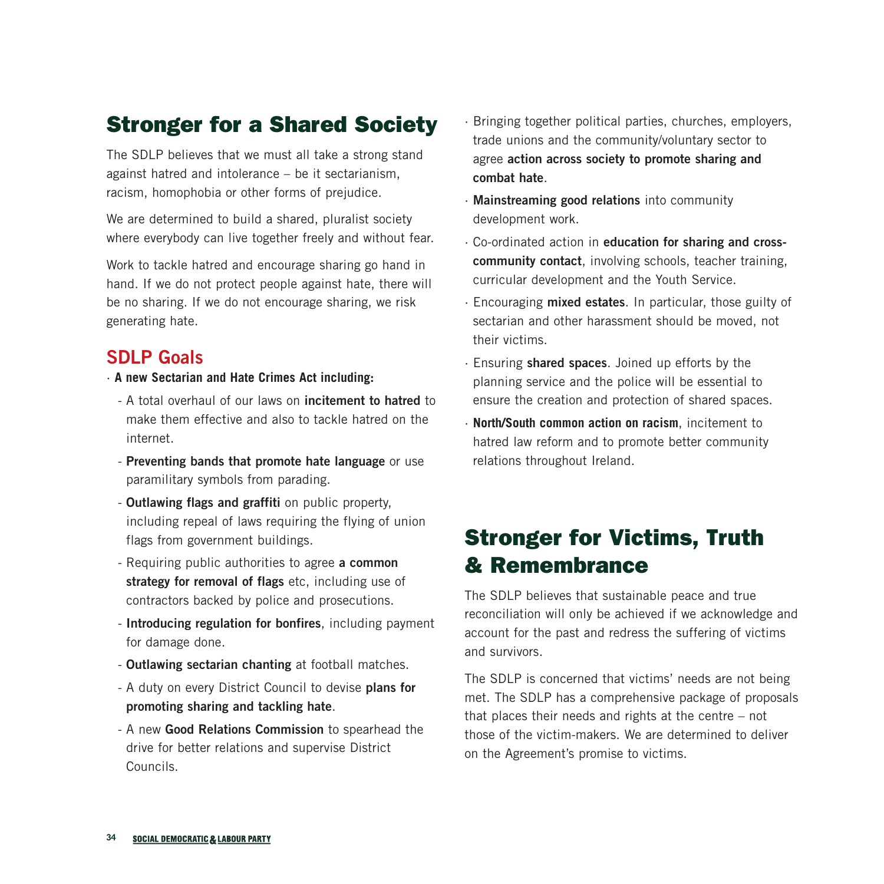## Stronger for a Shared Society

The SDLP believes that we must all take a strong stand against hatred and intolerance – be it sectarianism, racism, homophobia or other forms of prejudice.

We are determined to build a shared, pluralist society where everybody can live together freely and without fear.

Work to tackle hatred and encourage sharing go hand in hand. If we do not protect people against hate, there will be no sharing. If we do not encourage sharing, we risk generating hate.

### SDLP Goals

- **A new Sectarian and Hate Crimes Act including:**
  - A total overhaul of our laws on **incitement to hatred** to make them effective and also to tackle hatred on the internet.
  - **Preventing bands that promote hate language** or use paramilitary symbols from parading.
  - **Outlawing flags and graffiti** on public property, including repeal of laws requiring the flying of union flags from government buildings.
  - Requiring public authorities to agree **a common strategy for removal of flags** etc, including use of contractors backed by police and prosecutions.
  - **Introducing regulation for bonfires**, including payment for damage done.
  - **Outlawing sectarian chanting** at football matches.
  - A duty on every District Council to devise **plans for promoting sharing and tackling hate**.
  - A new **Good Relations Commission** to spearhead the drive for better relations and supervise District Councils.
- Bringing together political parties, churches, employers, trade unions and the community/voluntary sector to agree **action across society to promote sharing and combat hate**.
- **Mainstreaming good relations** into community development work.
- Co-ordinated action in **education for sharing and cross-community contact**, involving schools, teacher training, curricular development and the Youth Service.
- Encouraging **mixed estates**. In particular, those guilty of sectarian and other harassment should be moved, not their victims.
- Ensuring **shared spaces**. Joined up efforts by the planning service and the police will be essential to ensure the creation and protection of shared spaces.
- **North/South common action on racism**, incitement to hatred law reform and to promote better community relations throughout Ireland.

## Stronger for Victims, Truth & Remembrance

The SDLP believes that sustainable peace and true reconciliation will only be achieved if we acknowledge and account for the past and redress the suffering of victims and survivors.

The SDLP is concerned that victims' needs are not being met. The SDLP has a comprehensive package of proposals that places their needs and rights at the centre – not those of the victim-makers. We are determined to deliver on the Agreement's promise to victims.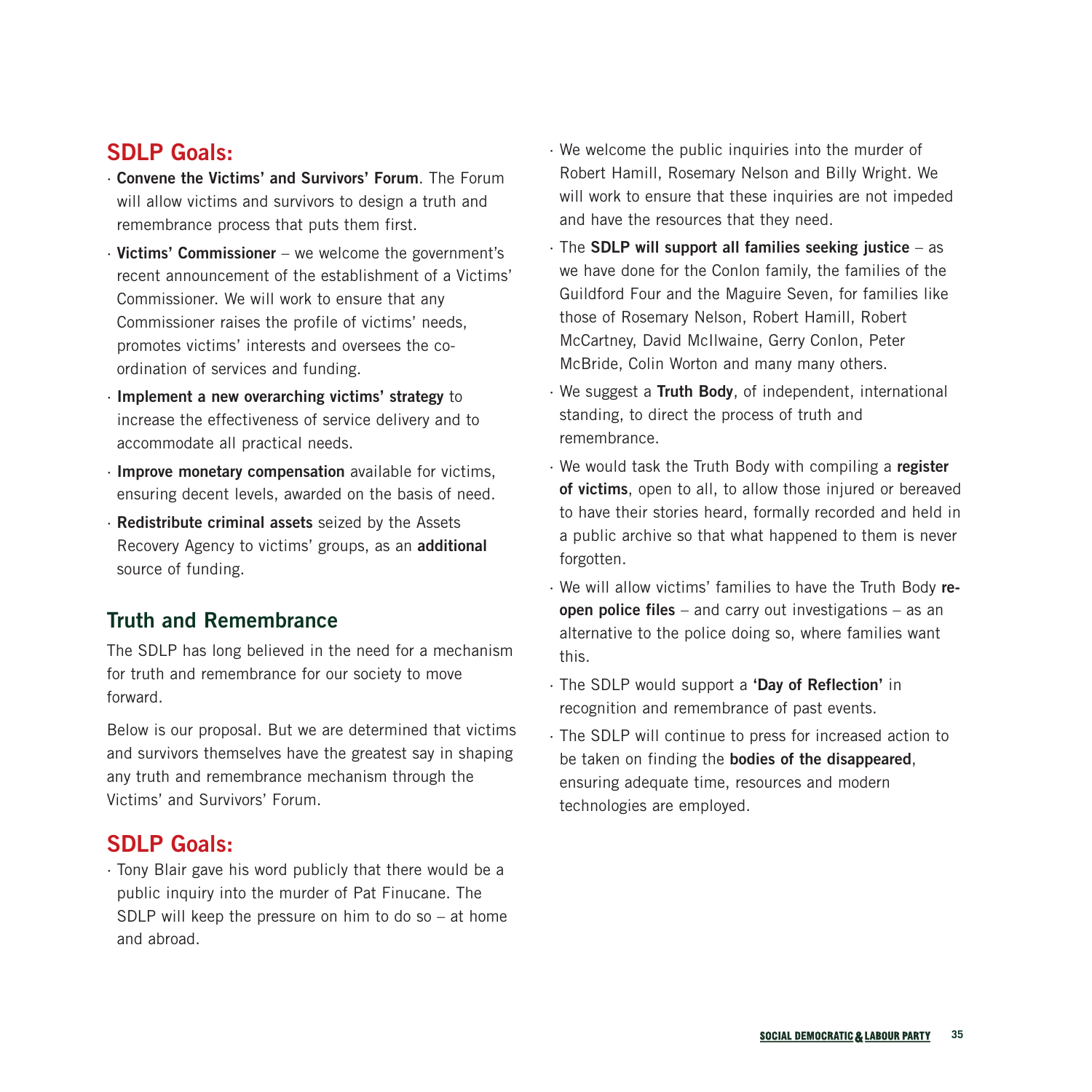## SDLP Goals:

- **Convene the Victims' and Survivors' Forum**. The Forum will allow victims and survivors to design a truth and remembrance process that puts them first.
- **Victims' Commissioner** – we welcome the government's recent announcement of the establishment of a Victims' Commissioner. We will work to ensure that any Commissioner raises the profile of victims' needs, promotes victims' interests and oversees the co-ordination of services and funding.
- **Implement a new overarching victims' strategy** to increase the effectiveness of service delivery and to accommodate all practical needs.
- **Improve monetary compensation** available for victims, ensuring decent levels, awarded on the basis of need.
- **Redistribute criminal assets** seized by the Assets Recovery Agency to victims' groups, as an **additional** source of funding.

## Truth and Remembrance

The SDLP has long believed in the need for a mechanism for truth and remembrance for our society to move forward.

Below is our proposal. But we are determined that victims and survivors themselves have the greatest say in shaping any truth and remembrance mechanism through the Victims' and Survivors' Forum.

## SDLP Goals:

- Tony Blair gave his word publicly that there would be a public inquiry into the murder of Pat Finucane. The SDLP will keep the pressure on him to do so – at home and abroad.
- We welcome the public inquiries into the murder of Robert Hamill, Rosemary Nelson and Billy Wright. We will work to ensure that these inquiries are not impeded and have the resources that they need.
- The **SDLP will support all families seeking justice** – as we have done for the Conlon family, the families of the Guildford Four and the Maguire Seven, for families like those of Rosemary Nelson, Robert Hamill, Robert McCartney, David McIlwaine, Gerry Conlon, Peter McBride, Colin Worton and many many others.
- We suggest a **Truth Body**, of independent, international standing, to direct the process of truth and remembrance.
- We would task the Truth Body with compiling a **register of victims**, open to all, to allow those injured or bereaved to have their stories heard, formally recorded and held in a public archive so that what happened to them is never forgotten.
- We will allow victims' families to have the Truth Body **re-open police files** – and carry out investigations – as an alternative to the police doing so, where families want this.
- The SDLP would support a **'Day of Reflection'** in recognition and remembrance of past events.
- The SDLP will continue to press for increased action to be taken on finding the **bodies of the disappeared**, ensuring adequate time, resources and modern technologies are employed.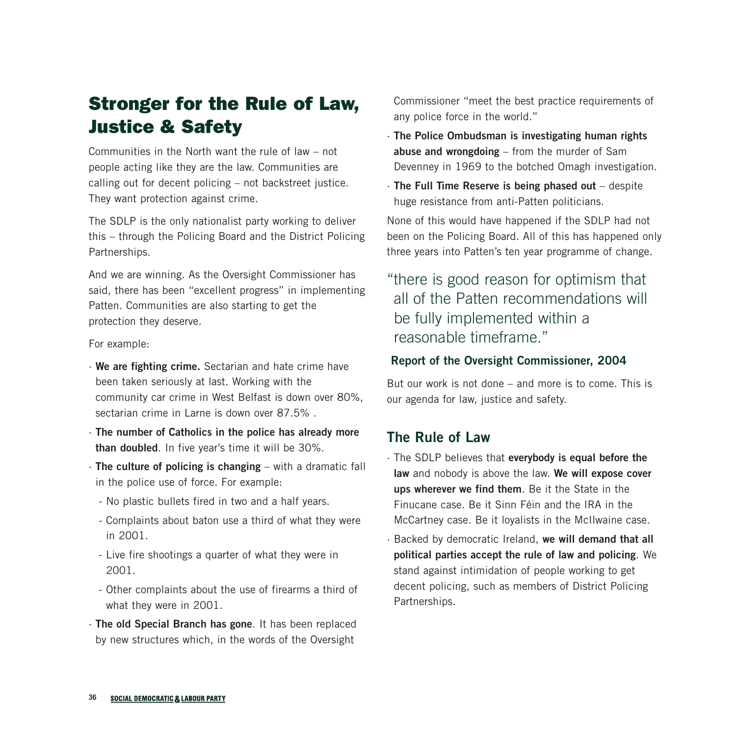## Stronger for the Rule of Law, Justice & Safety

Communities in the North want the rule of law – not people acting like they are the law. Communities are calling out for decent policing – not backstreet justice. They want protection against crime.

The SDLP is the only nationalist party working to deliver this – through the Policing Board and the District Policing Partnerships.

And we are winning. As the Oversight Commissioner has said, there has been "excellent progress" in implementing Patten. Communities are also starting to get the protection they deserve.

For example:

- **We are fighting crime.** Sectarian and hate crime have been taken seriously at last. Working with the community car crime in West Belfast is down over 80%, sectarian crime in Larne is down over 87.5% .
- **The number of Catholics in the police has already more than doubled**. In five year's time it will be 30%.
- **The culture of policing is changing** – with a dramatic fall in the police use of force. For example:
  - No plastic bullets fired in two and a half years.
  - Complaints about baton use a third of what they were in 2001.
  - Live fire shootings a quarter of what they were in 2001.
  - Other complaints about the use of firearms a third of what they were in 2001.
- **The old Special Branch has gone**. It has been replaced by new structures which, in the words of the Oversight Commissioner "meet the best practice requirements of any police force in the world."
- **The Police Ombudsman is investigating human rights abuse and wrongdoing** – from the murder of Sam Devenney in 1969 to the botched Omagh investigation.
- **The Full Time Reserve is being phased out** – despite huge resistance from anti-Patten politicians.

None of this would have happened if the SDLP had not been on the Policing Board. All of this has happened only three years into Patten's ten year programme of change.

> "there is good reason for optimism that all of the Patten recommendations will be fully implemented within a reasonable timeframe."
>
> **Report of the Oversight Commissioner, 2004**

But our work is not done – and more is to come. This is our agenda for law, justice and safety.

### The Rule of Law

- The SDLP believes that **everybody is equal before the law** and nobody is above the law. **We will expose cover ups wherever we find them**. Be it the State in the Finucane case. Be it Sinn Féin and the IRA in the McCartney case. Be it loyalists in the McIlwaine case.
- Backed by democratic Ireland, **we will demand that all political parties accept the rule of law and policing**. We stand against intimidation of people working to get decent policing, such as members of District Policing Partnerships.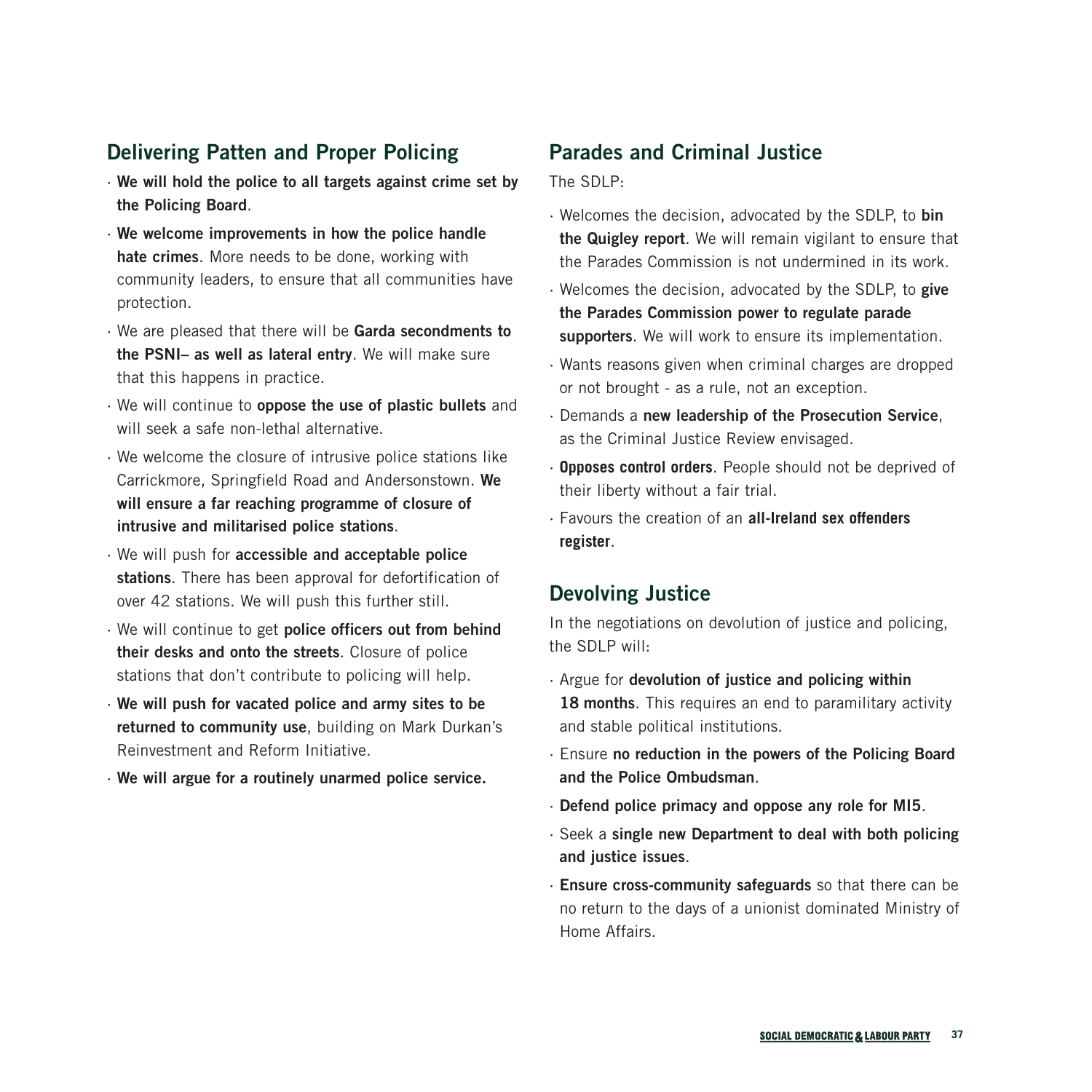## Delivering Patten and Proper Policing

- **We will hold the police to all targets against crime set by the Policing Board**.
- **We welcome improvements in how the police handle hate crimes**. More needs to be done, working with community leaders, to ensure that all communities have protection.
- We are pleased that there will be **Garda secondments to the PSNI– as well as lateral entry**. We will make sure that this happens in practice.
- We will continue to **oppose the use of plastic bullets** and will seek a safe non-lethal alternative.
- We welcome the closure of intrusive police stations like Carrickmore, Springfield Road and Andersonstown. **We will ensure a far reaching programme of closure of intrusive and militarised police stations**.
- We will push for **accessible and acceptable police stations**. There has been approval for defortification of over 42 stations. We will push this further still.
- We will continue to get **police officers out from behind their desks and onto the streets**. Closure of police stations that don't contribute to policing will help.
- **We will push for vacated police and army sites to be returned to community use**, building on Mark Durkan's Reinvestment and Reform Initiative.
- **We will argue for a routinely unarmed police service.**

## Parades and Criminal Justice

The SDLP:

- Welcomes the decision, advocated by the SDLP, to **bin the Quigley report**. We will remain vigilant to ensure that the Parades Commission is not undermined in its work.
- Welcomes the decision, advocated by the SDLP, to **give the Parades Commission power to regulate parade supporters**. We will work to ensure its implementation.
- Wants reasons given when criminal charges are dropped or not brought - as a rule, not an exception.
- Demands a **new leadership of the Prosecution Service**, as the Criminal Justice Review envisaged.
- **Opposes control orders**. People should not be deprived of their liberty without a fair trial.
- Favours the creation of an **all-Ireland sex offenders register**.

## Devolving Justice

In the negotiations on devolution of justice and policing, the SDLP will:

- Argue for **devolution of justice and policing within 18 months**. This requires an end to paramilitary activity and stable political institutions.
- Ensure **no reduction in the powers of the Policing Board and the Police Ombudsman**.
- **Defend police primacy and oppose any role for MI5**.
- Seek a **single new Department to deal with both policing and justice issues**.
- **Ensure cross-community safeguards** so that there can be no return to the days of a unionist dominated Ministry of Home Affairs.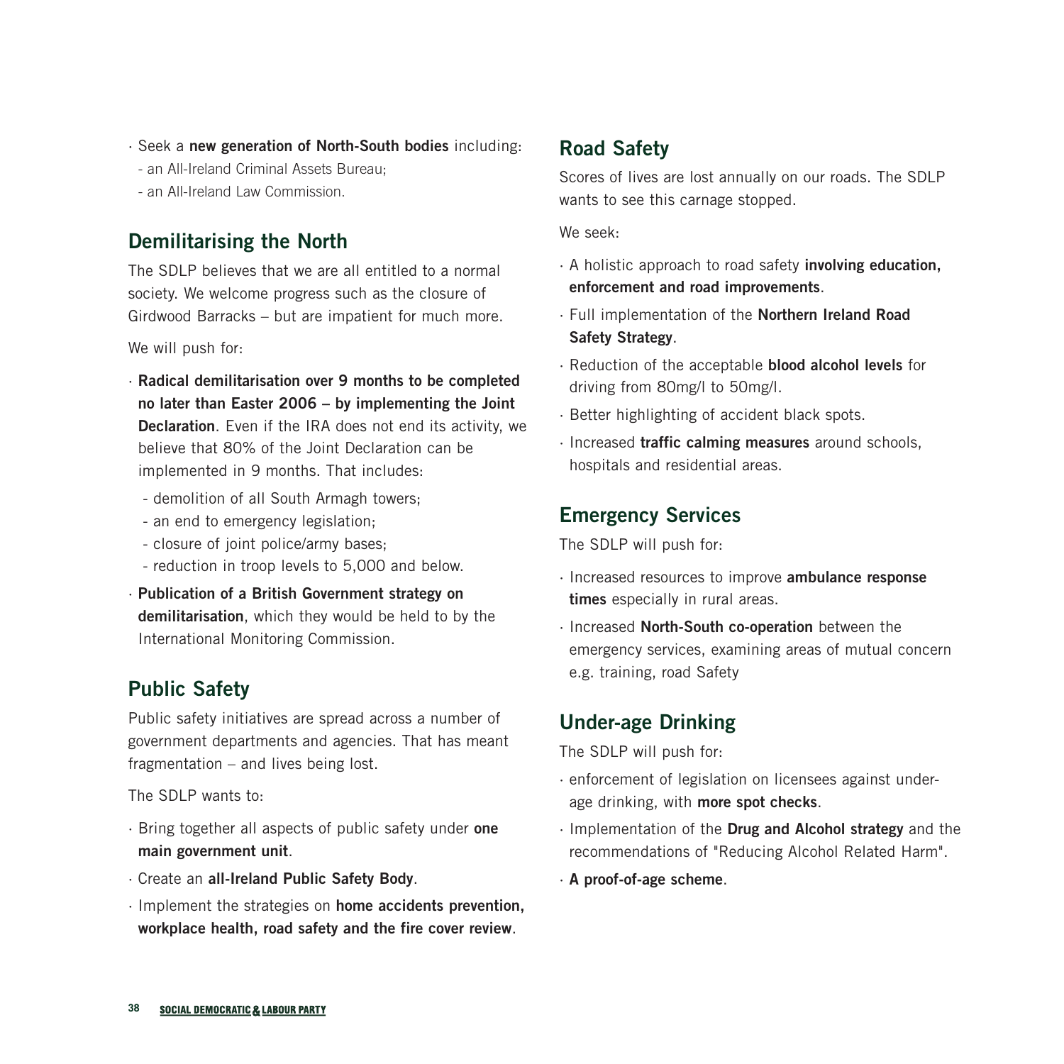- Seek a **new generation of North-South bodies** including:
  - an All-Ireland Criminal Assets Bureau;
  - an All-Ireland Law Commission.

## Demilitarising the North

The SDLP believes that we are all entitled to a normal society. We welcome progress such as the closure of Girdwood Barracks – but are impatient for much more.

We will push for:

- **Radical demilitarisation over 9 months to be completed no later than Easter 2006 – by implementing the Joint Declaration**. Even if the IRA does not end its activity, we believe that 80% of the Joint Declaration can be implemented in 9 months. That includes:
  - demolition of all South Armagh towers;
  - an end to emergency legislation;
  - closure of joint police/army bases;
  - reduction in troop levels to 5,000 and below.
- **Publication of a British Government strategy on demilitarisation**, which they would be held to by the International Monitoring Commission.

## Public Safety

Public safety initiatives are spread across a number of government departments and agencies. That has meant fragmentation – and lives being lost.

The SDLP wants to:

- Bring together all aspects of public safety under **one main government unit**.
- Create an **all-Ireland Public Safety Body**.
- Implement the strategies on **home accidents prevention, workplace health, road safety and the fire cover review**.

## Road Safety

Scores of lives are lost annually on our roads. The SDLP wants to see this carnage stopped.

We seek:

- A holistic approach to road safety **involving education, enforcement and road improvements**.
- Full implementation of the **Northern Ireland Road Safety Strategy**.
- Reduction of the acceptable **blood alcohol levels** for driving from 80mg/l to 50mg/l.
- Better highlighting of accident black spots.
- Increased **traffic calming measures** around schools, hospitals and residential areas.

## Emergency Services

The SDLP will push for:

- Increased resources to improve **ambulance response times** especially in rural areas.
- Increased **North-South co-operation** between the emergency services, examining areas of mutual concern e.g. training, road Safety

## Under-age Drinking

The SDLP will push for:

- enforcement of legislation on licensees against under-age drinking, with **more spot checks**.
- Implementation of the **Drug and Alcohol strategy** and the recommendations of "Reducing Alcohol Related Harm".
- **A proof-of-age scheme**.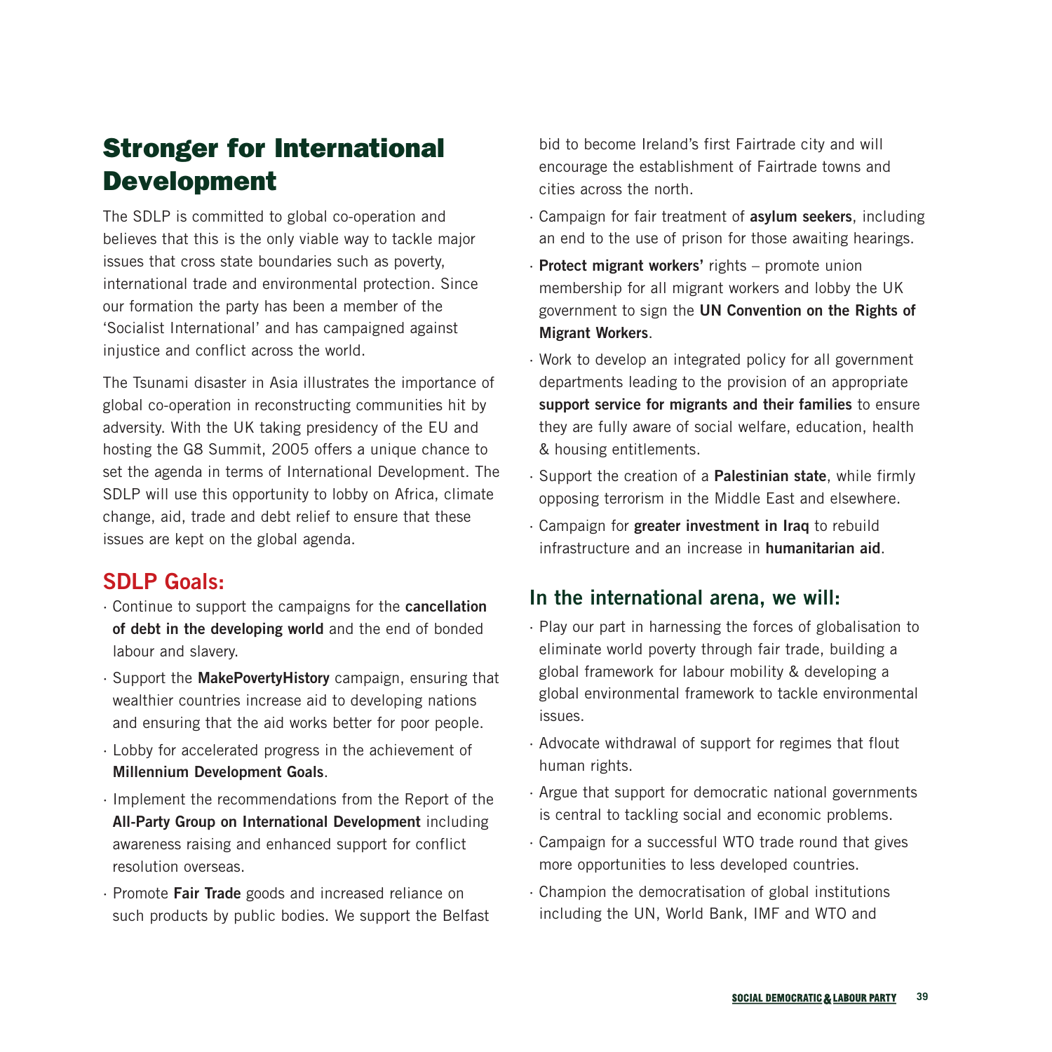# Stronger for International Development

The SDLP is committed to global co-operation and believes that this is the only viable way to tackle major issues that cross state boundaries such as poverty, international trade and environmental protection. Since our formation the party has been a member of the 'Socialist International' and has campaigned against injustice and conflict across the world.

The Tsunami disaster in Asia illustrates the importance of global co-operation in reconstructing communities hit by adversity. With the UK taking presidency of the EU and hosting the G8 Summit, 2005 offers a unique chance to set the agenda in terms of International Development. The SDLP will use this opportunity to lobby on Africa, climate change, aid, trade and debt relief to ensure that these issues are kept on the global agenda.

## SDLP Goals:

- Continue to support the campaigns for the **cancellation of debt in the developing world** and the end of bonded labour and slavery.
- Support the **MakePovertyHistory** campaign, ensuring that wealthier countries increase aid to developing nations and ensuring that the aid works better for poor people.
- Lobby for accelerated progress in the achievement of **Millennium Development Goals**.
- Implement the recommendations from the Report of the **All-Party Group on International Development** including awareness raising and enhanced support for conflict resolution overseas.
- Promote **Fair Trade** goods and increased reliance on such products by public bodies. We support the Belfast bid to become Ireland's first Fairtrade city and will encourage the establishment of Fairtrade towns and cities across the north.
- Campaign for fair treatment of **asylum seekers**, including an end to the use of prison for those awaiting hearings.
- **Protect migrant workers'** rights – promote union membership for all migrant workers and lobby the UK government to sign the **UN Convention on the Rights of Migrant Workers**.
- Work to develop an integrated policy for all government departments leading to the provision of an appropriate **support service for migrants and their families** to ensure they are fully aware of social welfare, education, health & housing entitlements.
- Support the creation of a **Palestinian state**, while firmly opposing terrorism in the Middle East and elsewhere.
- Campaign for **greater investment in Iraq** to rebuild infrastructure and an increase in **humanitarian aid**.

## In the international arena, we will:

- Play our part in harnessing the forces of globalisation to eliminate world poverty through fair trade, building a global framework for labour mobility & developing a global environmental framework to tackle environmental issues.
- Advocate withdrawal of support for regimes that flout human rights.
- Argue that support for democratic national governments is central to tackling social and economic problems.
- Campaign for a successful WTO trade round that gives more opportunities to less developed countries.
- Champion the democratisation of global institutions including the UN, World Bank, IMF and WTO and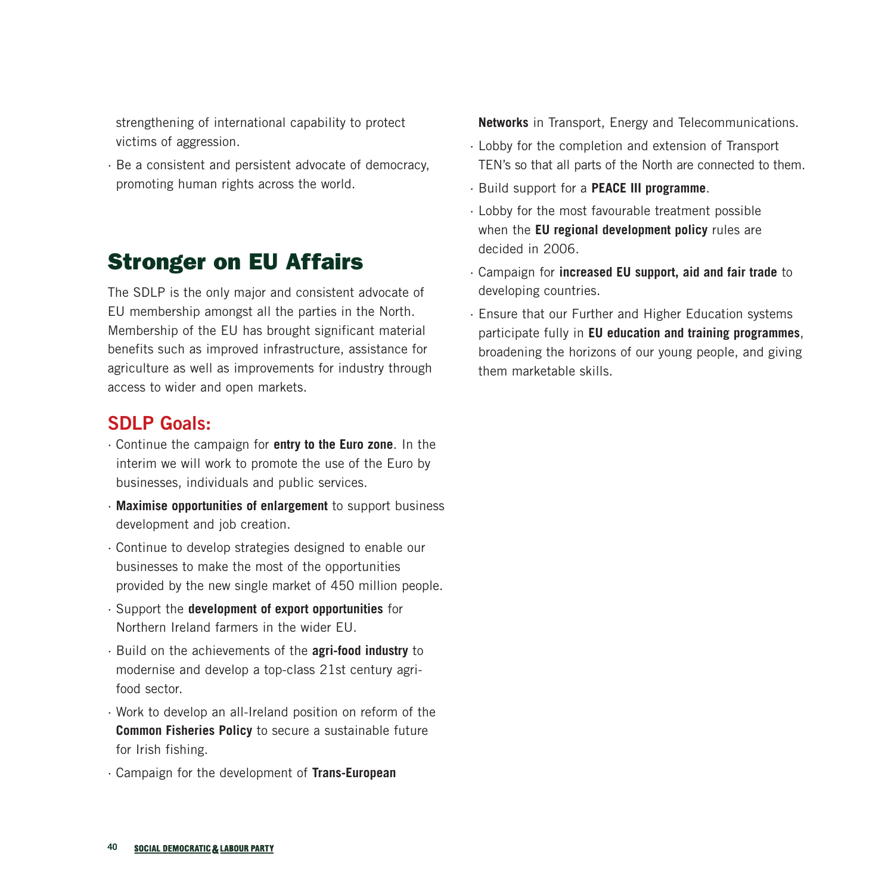strengthening of international capability to protect victims of aggression.

- Be a consistent and persistent advocate of democracy, promoting human rights across the world.

## Stronger on EU Affairs

The SDLP is the only major and consistent advocate of EU membership amongst all the parties in the North. Membership of the EU has brought significant material benefits such as improved infrastructure, assistance for agriculture as well as improvements for industry through access to wider and open markets.

### SDLP Goals:

- Continue the campaign for **entry to the Euro zone**. In the interim we will work to promote the use of the Euro by businesses, individuals and public services.
- **Maximise opportunities of enlargement** to support business development and job creation.
- Continue to develop strategies designed to enable our businesses to make the most of the opportunities provided by the new single market of 450 million people.
- Support the **development of export opportunities** for Northern Ireland farmers in the wider EU.
- Build on the achievements of the **agri-food industry** to modernise and develop a top-class 21st century agri-food sector.
- Work to develop an all-Ireland position on reform of the **Common Fisheries Policy** to secure a sustainable future for Irish fishing.
- Campaign for the development of **Trans-European Networks** in Transport, Energy and Telecommunications.
- Lobby for the completion and extension of Transport TEN's so that all parts of the North are connected to them.
- Build support for a **PEACE III programme**.
- Lobby for the most favourable treatment possible when the **EU regional development policy** rules are decided in 2006.
- Campaign for **increased EU support, aid and fair trade** to developing countries.
- Ensure that our Further and Higher Education systems participate fully in **EU education and training programmes**, broadening the horizons of our young people, and giving them marketable skills.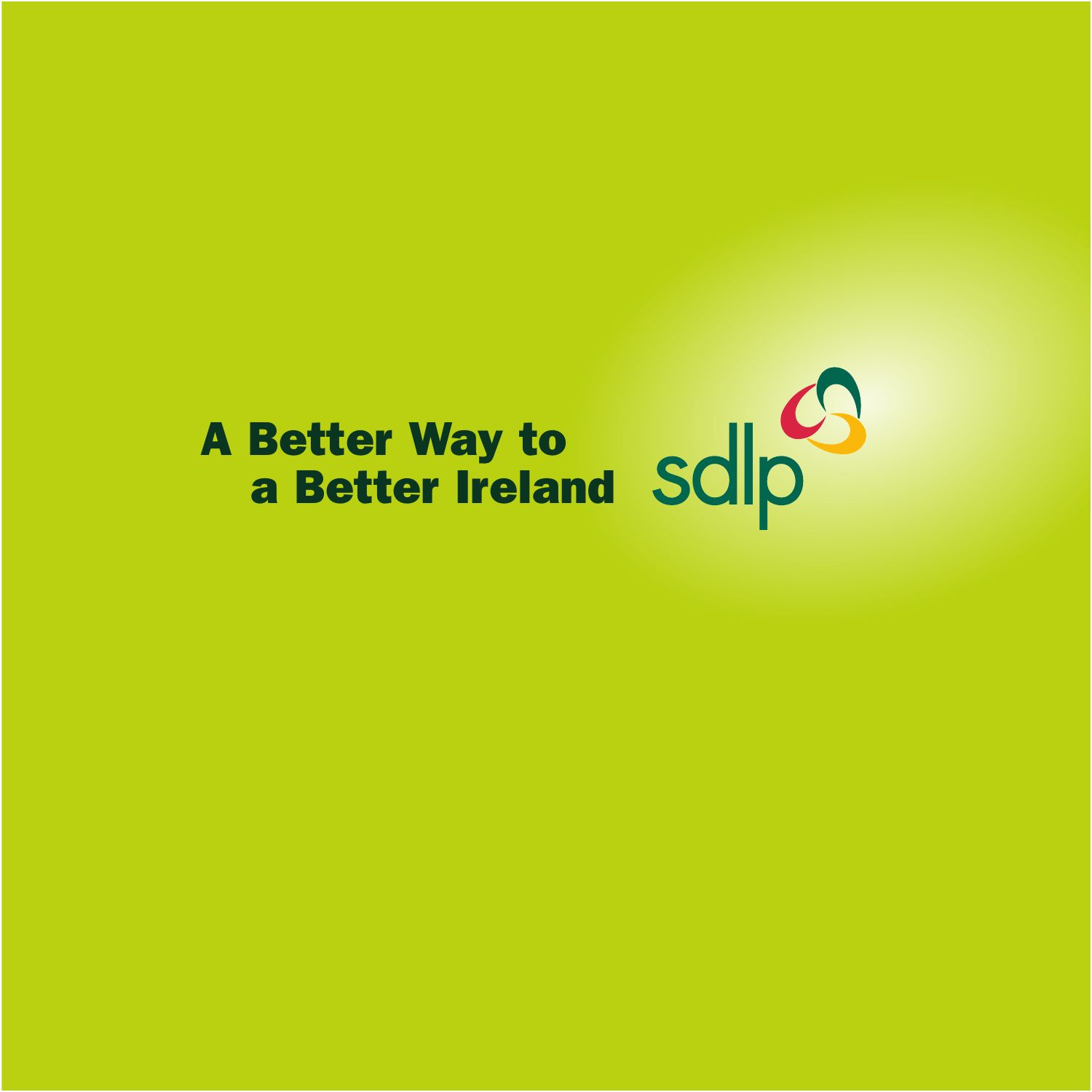A Better Way to
a Better Ireland

sdlp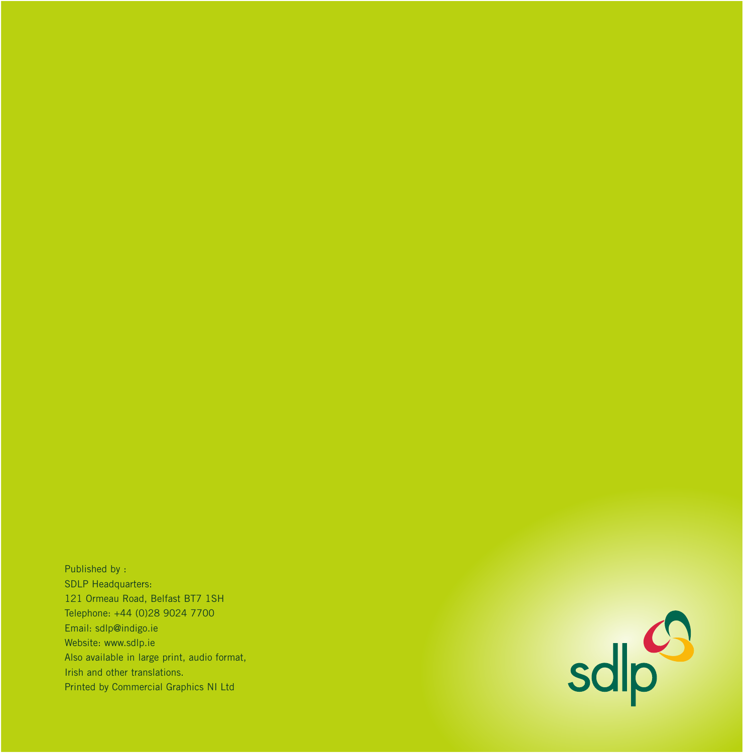Published by :
SDLP Headquarters:
121 Ormeau Road, Belfast BT7 1SH
Telephone: +44 (0)28 9024 7700
Email: sdlp@indigo.ie
Website: www.sdlp.ie
Also available in large print, audio format,
Irish and other translations.
Printed by Commercial Graphics NI Ltd

sdlp